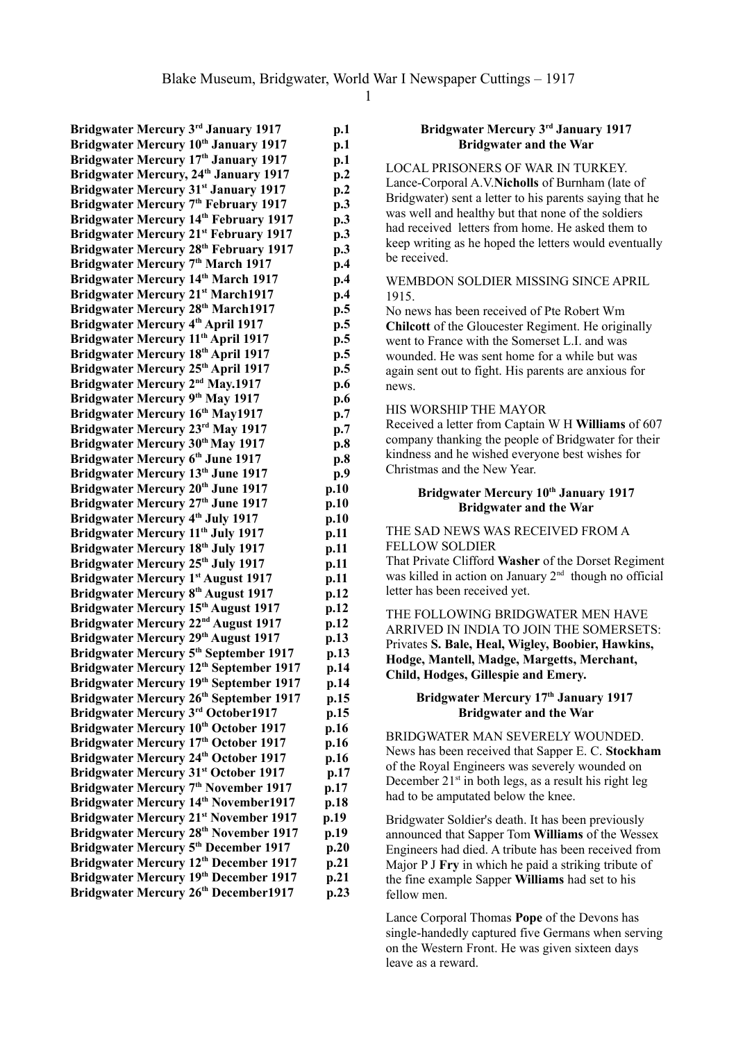# Blake Museum, Bridgwater, World War I Newspaper Cuttings – 1917

| | |
|---|---|
| **Bridgwater Mercury 3rd January 1917** | **p.1** |
| **Bridgwater Mercury 10th January 1917** | **p.1** |
| **Bridgwater Mercury 17th January 1917** | **p.1** |
| **Bridgwater Mercury, 24th January 1917** | **p.2** |
| **Bridgwater Mercury 31st January 1917** | **p.2** |
| **Bridgwater Mercury 7th February 1917** | **p.3** |
| **Bridgwater Mercury 14th February 1917** | **p.3** |
| **Bridgwater Mercury 21st February 1917** | **p.3** |
| **Bridgwater Mercury 28th February 1917** | **p.3** |
| **Bridgwater Mercury 7th March 1917** | **p.4** |
| **Bridgwater Mercury 14th March 1917** | **p.4** |
| **Bridgwater Mercury 21st March1917** | **p.4** |
| **Bridgwater Mercury 28th March1917** | **p.5** |
| **Bridgwater Mercury 4th April 1917** | **p.5** |
| **Bridgwater Mercury 11th April 1917** | **p.5** |
| **Bridgwater Mercury 18th April 1917** | **p.5** |
| **Bridgwater Mercury 25th April 1917** | **p.5** |
| **Bridgwater Mercury 2nd May.1917** | **p.6** |
| **Bridgwater Mercury 9th May 1917** | **p.6** |
| **Bridgwater Mercury 16th May1917** | **p.7** |
| **Bridgwater Mercury 23rd May 1917** | **p.7** |
| **Bridgwater Mercury 30th May 1917** | **p.8** |
| **Bridgwater Mercury 6th June 1917** | **p.8** |
| **Bridgwater Mercury 13th June 1917** | **p.9** |
| **Bridgwater Mercury 20th June 1917** | **p.10** |
| **Bridgwater Mercury 27th June 1917** | **p.10** |
| **Bridgwater Mercury 4th July 1917** | **p.10** |
| **Bridgwater Mercury 11th July 1917** | **p.11** |
| **Bridgwater Mercury 18th July 1917** | **p.11** |
| **Bridgwater Mercury 25th July 1917** | **p.11** |
| **Bridgwater Mercury 1st August 1917** | **p.11** |
| **Bridgwater Mercury 8th August 1917** | **p.12** |
| **Bridgwater Mercury 15th August 1917** | **p.12** |
| **Bridgwater Mercury 22nd August 1917** | **p.12** |
| **Bridgwater Mercury 29th August 1917** | **p.13** |
| **Bridgwater Mercury 5th September 1917** | **p.13** |
| **Bridgwater Mercury 12th September 1917** | **p.14** |
| **Bridgwater Mercury 19th September 1917** | **p.14** |
| **Bridgwater Mercury 26th September 1917** | **p.15** |
| **Bridgwater Mercury 3rd October1917** | **p.15** |
| **Bridgwater Mercury 10th October 1917** | **p.16** |
| **Bridgwater Mercury 17th October 1917** | **p.16** |
| **Bridgwater Mercury 24th October 1917** | **p.16** |
| **Bridgwater Mercury 31st October 1917** | **p.17** |
| **Bridgwater Mercury 7th November 1917** | **p.17** |
| **Bridgwater Mercury 14th November1917** | **p.18** |
| **Bridgwater Mercury 21st November 1917** | **p.19** |
| **Bridgwater Mercury 28th November 1917** | **p.19** |
| **Bridgwater Mercury 5th December 1917** | **p.20** |
| **Bridgwater Mercury 12th December 1917** | **p.21** |
| **Bridgwater Mercury 19th December 1917** | **p.21** |
| **Bridgwater Mercury 26th December1917** | **p.23** |

## Bridgwater Mercury 3rd January 1917
## Bridgwater and the War

LOCAL PRISONERS OF WAR IN TURKEY.
Lance-Corporal A.V.**Nicholls** of Burnham (late of Bridgwater) sent a letter to his parents saying that he was well and healthy but that none of the soldiers had received letters from home. He asked them to keep writing as he hoped the letters would eventually be received.

WEMBDON SOLDIER MISSING SINCE APRIL 1915.
No news has been received of Pte Robert Wm **Chilcott** of the Gloucester Regiment. He originally went to France with the Somerset L.I. and was wounded. He was sent home for a while but was again sent out to fight. His parents are anxious for news.

HIS WORSHIP THE MAYOR
Received a letter from Captain W H **Williams** of 607 company thanking the people of Bridgwater for their kindness and he wished everyone best wishes for Christmas and the New Year.

## Bridgwater Mercury 10th January 1917
## Bridgwater and the War

THE SAD NEWS WAS RECEIVED FROM A FELLOW SOLDIER
That Private Clifford **Washer** of the Dorset Regiment was killed in action on January 2nd though no official letter has been received yet.

THE FOLLOWING BRIDGWATER MEN HAVE ARRIVED IN INDIA TO JOIN THE SOMERSETS: Privates **S. Bale, Heal, Wigley, Boobier, Hawkins, Hodge, Mantell, Madge, Margetts, Merchant, Child, Hodges, Gillespie and Emery.**

## Bridgwater Mercury 17th January 1917
## Bridgwater and the War

BRIDGWATER MAN SEVERELY WOUNDED.
News has been received that Sapper E. C. **Stockham** of the Royal Engineers was severely wounded on December 21st in both legs, as a result his right leg had to be amputated below the knee.

Bridgwater Soldier's death. It has been previously announced that Sapper Tom **Williams** of the Wessex Engineers had died. A tribute has been received from Major P J **Fry** in which he paid a striking tribute of the fine example Sapper **Williams** had set to his fellow men.

Lance Corporal Thomas **Pope** of the Devons has single-handedly captured five Germans when serving on the Western Front. He was given sixteen days leave as a reward.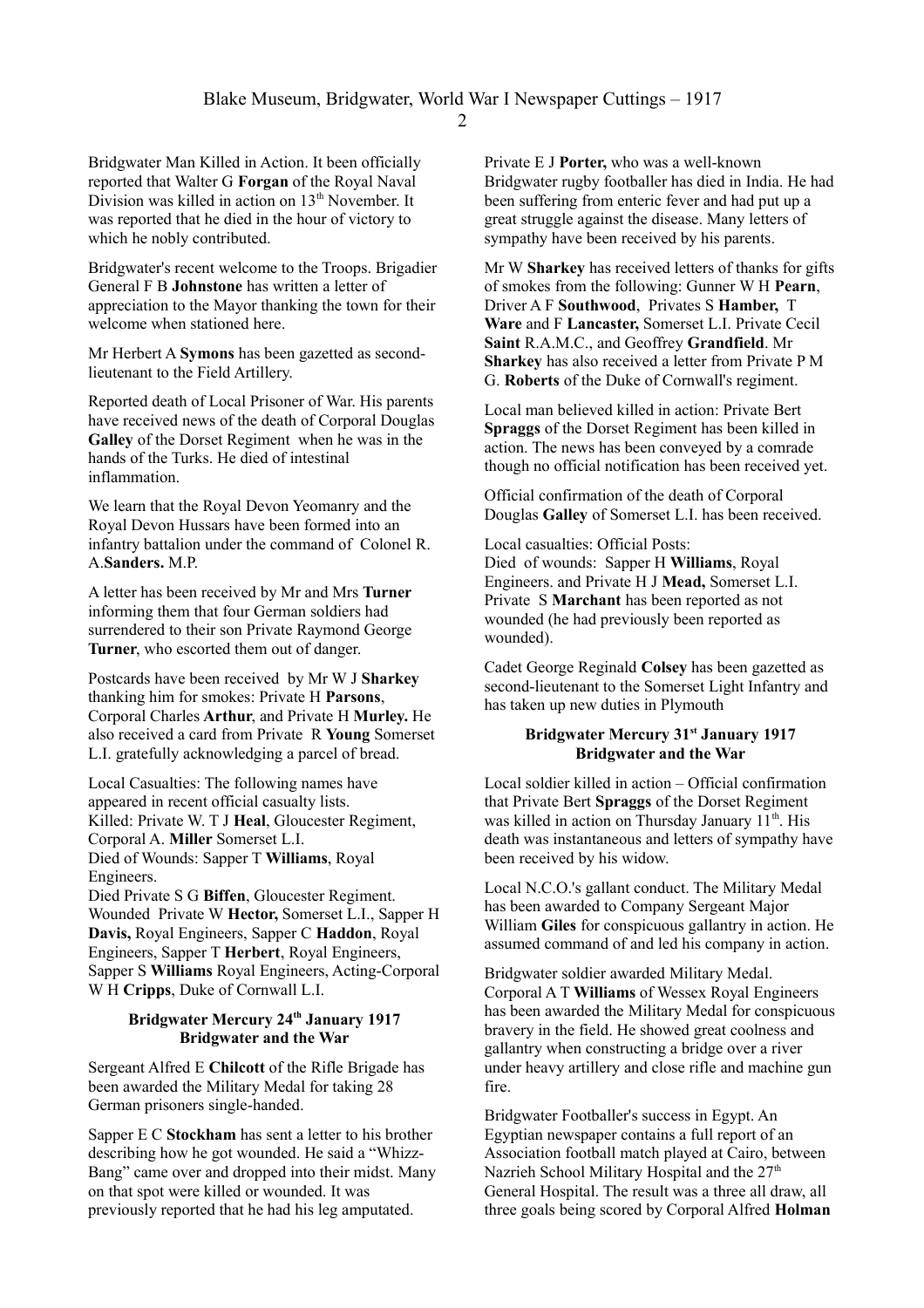Bridgwater Man Killed in Action. It been officially reported that Walter G **Forgan** of the Royal Naval Division was killed in action on 13th November. It was reported that he died in the hour of victory to which he nobly contributed.

Bridgwater's recent welcome to the Troops. Brigadier General F B **Johnstone** has written a letter of appreciation to the Mayor thanking the town for their welcome when stationed here.

Mr Herbert A **Symons** has been gazetted as second-lieutenant to the Field Artillery.

Reported death of Local Prisoner of War. His parents have received news of the death of Corporal Douglas **Galley** of the Dorset Regiment when he was in the hands of the Turks. He died of intestinal inflammation.

We learn that the Royal Devon Yeomanry and the Royal Devon Hussars have been formed into an infantry battalion under the command of Colonel R. A.**Sanders.** M.P.

A letter has been received by Mr and Mrs **Turner** informing them that four German soldiers had surrendered to their son Private Raymond George **Turner**, who escorted them out of danger.

Postcards have been received by Mr W J **Sharkey** thanking him for smokes: Private H **Parsons**, Corporal Charles **Arthur**, and Private H **Murley.** He also received a card from Private R **Young** Somerset L.I. gratefully acknowledging a parcel of bread.

Local Casualties: The following names have appeared in recent official casualty lists.
Killed: Private W. T J **Heal**, Gloucester Regiment, Corporal A. **Miller** Somerset L.I.
Died of Wounds: Sapper T **Williams**, Royal Engineers.
Died Private S G **Biffen**, Gloucester Regiment.
Wounded Private W **Hector,** Somerset L.I., Sapper H **Davis,** Royal Engineers, Sapper C **Haddon**, Royal Engineers, Sapper T **Herbert**, Royal Engineers, Sapper S **Williams** Royal Engineers, Acting-Corporal W H **Cripps**, Duke of Cornwall L.I.

**Bridgwater Mercury 24th January 1917**
**Bridgwater and the War**

Sergeant Alfred E **Chilcott** of the Rifle Brigade has been awarded the Military Medal for taking 28 German prisoners single-handed.

Sapper E C **Stockham** has sent a letter to his brother describing how he got wounded. He said a "Whizz-Bang" came over and dropped into their midst. Many on that spot were killed or wounded. It was previously reported that he had his leg amputated.

Private E J **Porter,** who was a well-known Bridgwater rugby footballer has died in India. He had been suffering from enteric fever and had put up a great struggle against the disease. Many letters of sympathy have been received by his parents.

Mr W **Sharkey** has received letters of thanks for gifts of smokes from the following: Gunner W H **Pearn**, Driver A F **Southwood**, Privates S **Hamber,** T **Ware** and F **Lancaster,** Somerset L.I. Private Cecil **Saint** R.A.M.C., and Geoffrey **Grandfield**. Mr **Sharkey** has also received a letter from Private P M G. **Roberts** of the Duke of Cornwall's regiment.

Local man believed killed in action: Private Bert **Spraggs** of the Dorset Regiment has been killed in action. The news has been conveyed by a comrade though no official notification has been received yet.

Official confirmation of the death of Corporal Douglas **Galley** of Somerset L.I. has been received.

Local casualties: Official Posts:
Died of wounds: Sapper H **Williams**, Royal Engineers. and Private H J **Mead,** Somerset L.I.
Private S **Marchant** has been reported as not wounded (he had previously been reported as wounded).

Cadet George Reginald **Colsey** has been gazetted as second-lieutenant to the Somerset Light Infantry and has taken up new duties in Plymouth

**Bridgwater Mercury 31st January 1917**
**Bridgwater and the War**

Local soldier killed in action – Official confirmation that Private Bert **Spraggs** of the Dorset Regiment was killed in action on Thursday January 11th. His death was instantaneous and letters of sympathy have been received by his widow.

Local N.C.O.'s gallant conduct. The Military Medal has been awarded to Company Sergeant Major William **Giles** for conspicuous gallantry in action. He assumed command of and led his company in action.

Bridgwater soldier awarded Military Medal. Corporal A T **Williams** of Wessex Royal Engineers has been awarded the Military Medal for conspicuous bravery in the field. He showed great coolness and gallantry when constructing a bridge over a river under heavy artillery and close rifle and machine gun fire.

Bridgwater Footballer's success in Egypt. An Egyptian newspaper contains a full report of an Association football match played at Cairo, between Nazrieh School Military Hospital and the 27th General Hospital. The result was a three all draw, all three goals being scored by Corporal Alfred **Holman**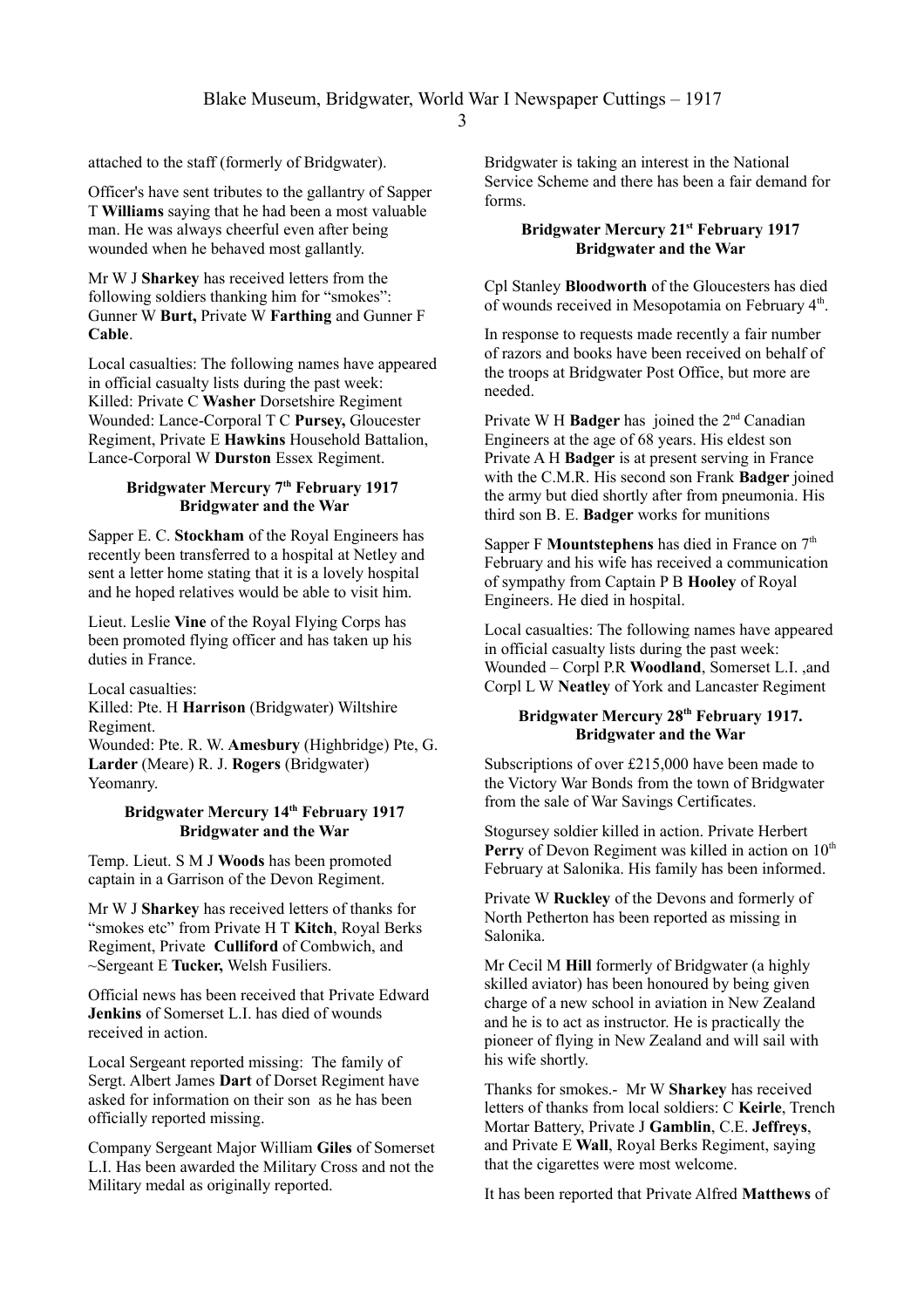attached to the staff (formerly of Bridgwater).

Officer's have sent tributes to the gallantry of Sapper T **Williams** saying that he had been a most valuable man. He was always cheerful even after being wounded when he behaved most gallantly.

Mr W J **Sharkey** has received letters from the following soldiers thanking him for "smokes": Gunner W **Burt,** Private W **Farthing** and Gunner F **Cable**.

Local casualties: The following names have appeared in official casualty lists during the past week:
Killed: Private C **Washer** Dorsetshire Regiment
Wounded: Lance-Corporal T C **Pursey,** Gloucester Regiment, Private E **Hawkins** Household Battalion, Lance-Corporal W **Durston** Essex Regiment.

**Bridgwater Mercury 7th February 1917**
**Bridgwater and the War**

Sapper E. C. **Stockham** of the Royal Engineers has recently been transferred to a hospital at Netley and sent a letter home stating that it is a lovely hospital and he hoped relatives would be able to visit him.

Lieut. Leslie **Vine** of the Royal Flying Corps has been promoted flying officer and has taken up his duties in France.

Local casualties:
Killed: Pte. H **Harrison** (Bridgwater) Wiltshire Regiment.
Wounded: Pte. R. W. **Amesbury** (Highbridge) Pte, G. **Larder** (Meare) R. J. **Rogers** (Bridgwater) Yeomanry.

**Bridgwater Mercury 14th February 1917**
**Bridgwater and the War**

Temp. Lieut. S M J **Woods** has been promoted captain in a Garrison of the Devon Regiment.

Mr W J **Sharkey** has received letters of thanks for "smokes etc" from Private H T **Kitch**, Royal Berks Regiment, Private **Culliford** of Combwich, and ~Sergeant E **Tucker,** Welsh Fusiliers.

Official news has been received that Private Edward **Jenkins** of Somerset L.I. has died of wounds received in action.

Local Sergeant reported missing: The family of Sergt. Albert James **Dart** of Dorset Regiment have asked for information on their son as he has been officially reported missing.

Company Sergeant Major William **Giles** of Somerset L.I. Has been awarded the Military Cross and not the Military medal as originally reported.

Bridgwater is taking an interest in the National Service Scheme and there has been a fair demand for forms.

**Bridgwater Mercury 21st February 1917**
**Bridgwater and the War**

Cpl Stanley **Bloodworth** of the Gloucesters has died of wounds received in Mesopotamia on February 4th.

In response to requests made recently a fair number of razors and books have been received on behalf of the troops at Bridgwater Post Office, but more are needed.

Private W H **Badger** has joined the 2nd Canadian Engineers at the age of 68 years. His eldest son Private A H **Badger** is at present serving in France with the C.M.R. His second son Frank **Badger** joined the army but died shortly after from pneumonia. His third son B. E. **Badger** works for munitions

Sapper F **Mountstephens** has died in France on 7th February and his wife has received a communication of sympathy from Captain P B **Hooley** of Royal Engineers. He died in hospital.

Local casualties: The following names have appeared in official casualty lists during the past week:
Wounded – Corpl P.R **Woodland**, Somerset L.I. ,and Corpl L W **Neatley** of York and Lancaster Regiment

**Bridgwater Mercury 28th February 1917.**
**Bridgwater and the War**

Subscriptions of over £215,000 have been made to the Victory War Bonds from the town of Bridgwater from the sale of War Savings Certificates.

Stogursey soldier killed in action. Private Herbert **Perry** of Devon Regiment was killed in action on 10th February at Salonika. His family has been informed.

Private W **Ruckley** of the Devons and formerly of North Petherton has been reported as missing in Salonika.

Mr Cecil M **Hill** formerly of Bridgwater (a highly skilled aviator) has been honoured by being given charge of a new school in aviation in New Zealand and he is to act as instructor. He is practically the pioneer of flying in New Zealand and will sail with his wife shortly.

Thanks for smokes.- Mr W **Sharkey** has received letters of thanks from local soldiers: C **Keirle**, Trench Mortar Battery, Private J **Gamblin**, C.E. **Jeffreys**, and Private E **Wall**, Royal Berks Regiment, saying that the cigarettes were most welcome.

It has been reported that Private Alfred **Matthews** of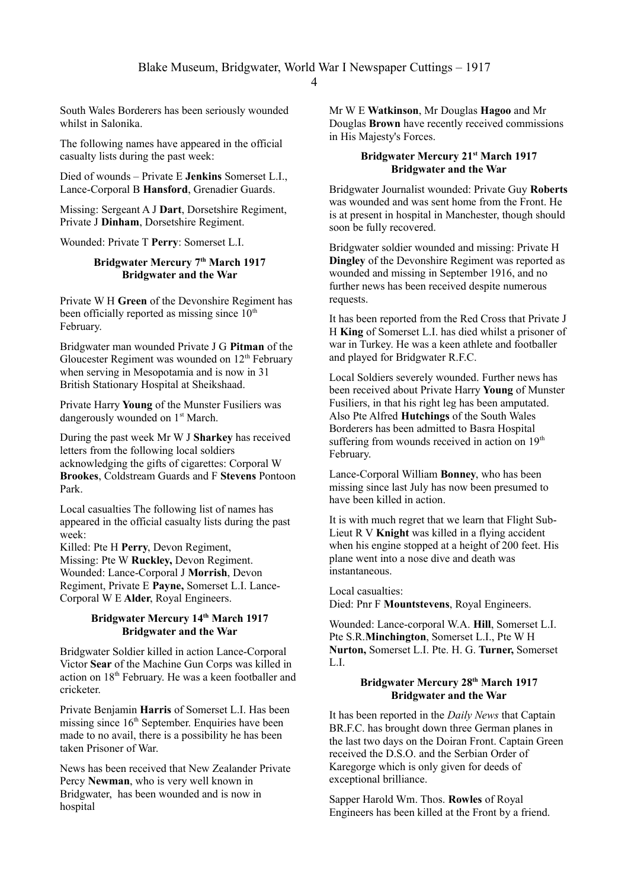South Wales Borderers has been seriously wounded whilst in Salonika.

The following names have appeared in the official casualty lists during the past week:

Died of wounds – Private E **Jenkins** Somerset L.I., Lance-Corporal B **Hansford**, Grenadier Guards.

Missing: Sergeant A J **Dart**, Dorsetshire Regiment, Private J **Dinham**, Dorsetshire Regiment.

Wounded: Private T **Perry**: Somerset L.I.

**Bridgwater Mercury 7th March 1917**
**Bridgwater and the War**

Private W H **Green** of the Devonshire Regiment has been officially reported as missing since 10th February.

Bridgwater man wounded Private J G **Pitman** of the Gloucester Regiment was wounded on 12th February when serving in Mesopotamia and is now in 31 British Stationary Hospital at Sheikshaad.

Private Harry **Young** of the Munster Fusiliers was dangerously wounded on 1st March.

During the past week Mr W J **Sharkey** has received letters from the following local soldiers acknowledging the gifts of cigarettes: Corporal W **Brookes**, Coldstream Guards and F **Stevens** Pontoon Park.

Local casualties The following list of names has appeared in the official casualty lists during the past week:
Killed: Pte H **Perry**, Devon Regiment,
Missing: Pte W **Ruckley,** Devon Regiment.
Wounded: Lance-Corporal J **Morrish**, Devon Regiment, Private E **Payne,** Somerset L.I. Lance-Corporal W E **Alder**, Royal Engineers.

**Bridgwater Mercury 14th March 1917**
**Bridgwater and the War**

Bridgwater Soldier killed in action Lance-Corporal Victor **Sear** of the Machine Gun Corps was killed in action on 18th February. He was a keen footballer and cricketer.

Private Benjamin **Harris** of Somerset L.I. Has been missing since 16th September. Enquiries have been made to no avail, there is a possibility he has been taken Prisoner of War.

News has been received that New Zealander Private Percy **Newman**, who is very well known in Bridgwater, has been wounded and is now in hospital

Mr W E **Watkinson**, Mr Douglas **Hagoo** and Mr Douglas **Brown** have recently received commissions in His Majesty's Forces.

**Bridgwater Mercury 21st March 1917**
**Bridgwater and the War**

Bridgwater Journalist wounded: Private Guy **Roberts** was wounded and was sent home from the Front. He is at present in hospital in Manchester, though should soon be fully recovered.

Bridgwater soldier wounded and missing: Private H **Dingley** of the Devonshire Regiment was reported as wounded and missing in September 1916, and no further news has been received despite numerous requests.

It has been reported from the Red Cross that Private J H **King** of Somerset L.I. has died whilst a prisoner of war in Turkey. He was a keen athlete and footballer and played for Bridgwater R.F.C.

Local Soldiers severely wounded. Further news has been received about Private Harry **Young** of Munster Fusiliers, in that his right leg has been amputated. Also Pte Alfred **Hutchings** of the South Wales Borderers has been admitted to Basra Hospital suffering from wounds received in action on 19th February.

Lance-Corporal William **Bonney**, who has been missing since last July has now been presumed to have been killed in action.

It is with much regret that we learn that Flight Sub-Lieut R V **Knight** was killed in a flying accident when his engine stopped at a height of 200 feet. His plane went into a nose dive and death was instantaneous.

Local casualties:
Died: Pnr F **Mountstevens**, Royal Engineers.

Wounded: Lance-corporal W.A. **Hill**, Somerset L.I. Pte S.R.**Minchington**, Somerset L.I., Pte W H **Nurton,** Somerset L.I. Pte. H. G. **Turner,** Somerset L.I.

**Bridgwater Mercury 28th March 1917**
**Bridgwater and the War**

It has been reported in the *Daily News* that Captain BR.F.C. has brought down three German planes in the last two days on the Doiran Front. Captain Green received the D.S.O. and the Serbian Order of Karegorge which is only given for deeds of exceptional brilliance.

Sapper Harold Wm. Thos. **Rowles** of Royal Engineers has been killed at the Front by a friend.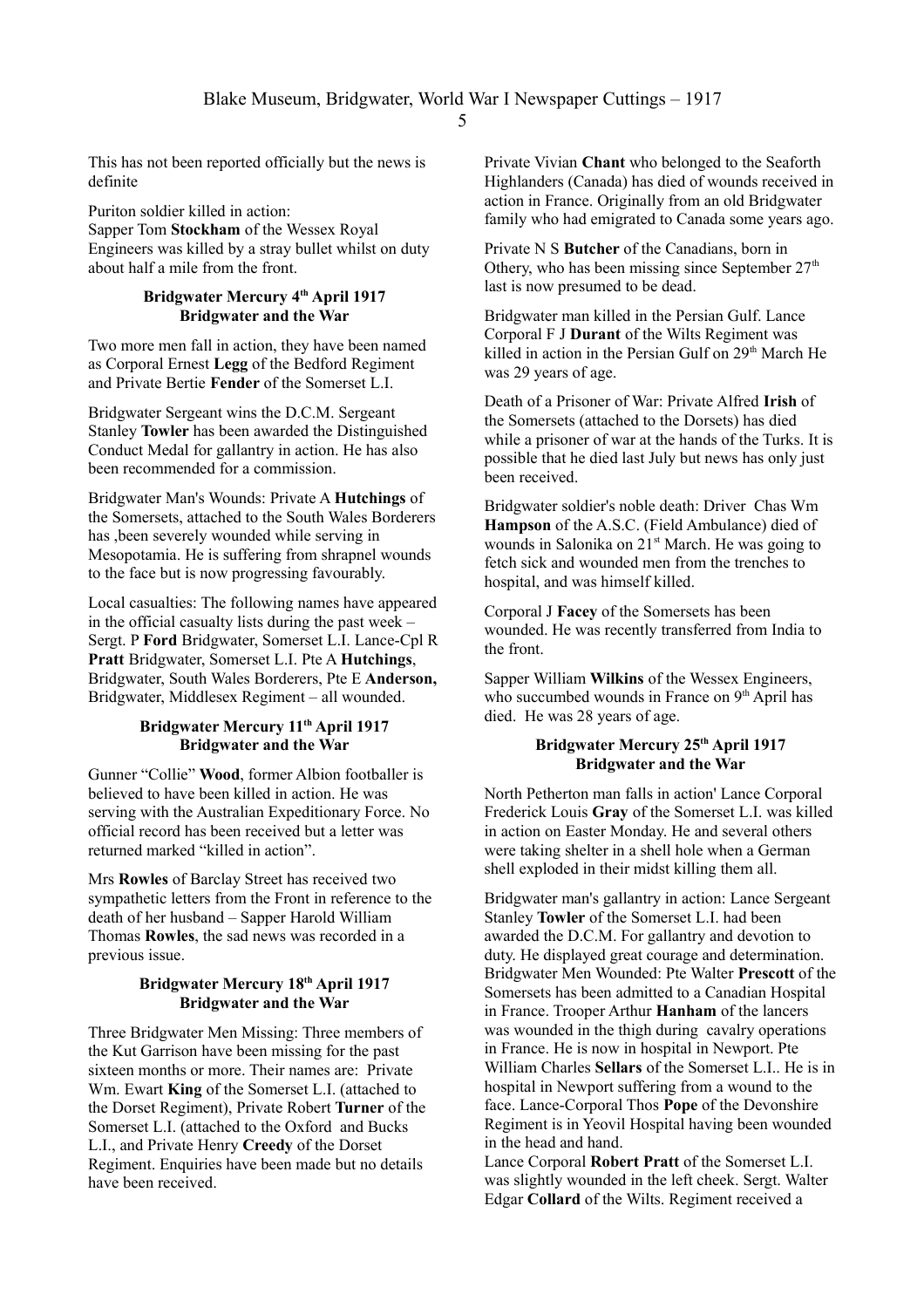This has not been reported officially but the news is definite

Puriton soldier killed in action:
Sapper Tom **Stockham** of the Wessex Royal Engineers was killed by a stray bullet whilst on duty about half a mile from the front.

### Bridgwater Mercury 4th April 1917
### Bridgwater and the War

Two more men fall in action, they have been named as Corporal Ernest **Legg** of the Bedford Regiment and Private Bertie **Fender** of the Somerset L.I.

Bridgwater Sergeant wins the D.C.M. Sergeant Stanley **Towler** has been awarded the Distinguished Conduct Medal for gallantry in action. He has also been recommended for a commission.

Bridgwater Man's Wounds: Private A **Hutchings** of the Somersets, attached to the South Wales Borderers has ,been severely wounded while serving in Mesopotamia. He is suffering from shrapnel wounds to the face but is now progressing favourably.

Local casualties: The following names have appeared in the official casualty lists during the past week – Sergt. P **Ford** Bridgwater, Somerset L.I. Lance-Cpl R **Pratt** Bridgwater, Somerset L.I. Pte A **Hutchings**, Bridgwater, South Wales Borderers, Pte E **Anderson,** Bridgwater, Middlesex Regiment – all wounded.

### Bridgwater Mercury 11th April 1917
### Bridgwater and the War

Gunner "Collie" **Wood**, former Albion footballer is believed to have been killed in action. He was serving with the Australian Expeditionary Force. No official record has been received but a letter was returned marked "killed in action".

Mrs **Rowles** of Barclay Street has received two sympathetic letters from the Front in reference to the death of her husband – Sapper Harold William Thomas **Rowles**, the sad news was recorded in a previous issue.

### Bridgwater Mercury 18th April 1917
### Bridgwater and the War

Three Bridgwater Men Missing: Three members of the Kut Garrison have been missing for the past sixteen months or more. Their names are: Private Wm. Ewart **King** of the Somerset L.I. (attached to the Dorset Regiment), Private Robert **Turner** of the Somerset L.I. (attached to the Oxford and Bucks L.I., and Private Henry **Creedy** of the Dorset Regiment. Enquiries have been made but no details have been received.

Private Vivian **Chant** who belonged to the Seaforth Highlanders (Canada) has died of wounds received in action in France. Originally from an old Bridgwater family who had emigrated to Canada some years ago.

Private N S **Butcher** of the Canadians, born in Othery, who has been missing since September 27th last is now presumed to be dead.

Bridgwater man killed in the Persian Gulf. Lance Corporal F J **Durant** of the Wilts Regiment was killed in action in the Persian Gulf on 29th March He was 29 years of age.

Death of a Prisoner of War: Private Alfred **Irish** of the Somersets (attached to the Dorsets) has died while a prisoner of war at the hands of the Turks. It is possible that he died last July but news has only just been received.

Bridgwater soldier's noble death: Driver Chas Wm **Hampson** of the A.S.C. (Field Ambulance) died of wounds in Salonika on 21st March. He was going to fetch sick and wounded men from the trenches to hospital, and was himself killed.

Corporal J **Facey** of the Somersets has been wounded. He was recently transferred from India to the front.

Sapper William **Wilkins** of the Wessex Engineers, who succumbed wounds in France on 9th April has died. He was 28 years of age.

### Bridgwater Mercury 25th April 1917
### Bridgwater and the War

North Petherton man falls in action' Lance Corporal Frederick Louis **Gray** of the Somerset L.I. was killed in action on Easter Monday. He and several others were taking shelter in a shell hole when a German shell exploded in their midst killing them all.

Bridgwater man's gallantry in action: Lance Sergeant Stanley **Towler** of the Somerset L.I. had been awarded the D.C.M. For gallantry and devotion to duty. He displayed great courage and determination.
Bridgwater Men Wounded: Pte Walter **Prescott** of the Somersets has been admitted to a Canadian Hospital in France. Trooper Arthur **Hanham** of the lancers was wounded in the thigh during cavalry operations in France. He is now in hospital in Newport. Pte William Charles **Sellars** of the Somerset L.I.. He is in hospital in Newport suffering from a wound to the face. Lance-Corporal Thos **Pope** of the Devonshire Regiment is in Yeovil Hospital having been wounded in the head and hand.
Lance Corporal **Robert Pratt** of the Somerset L.I. was slightly wounded in the left cheek. Sergt. Walter Edgar **Collard** of the Wilts. Regiment received a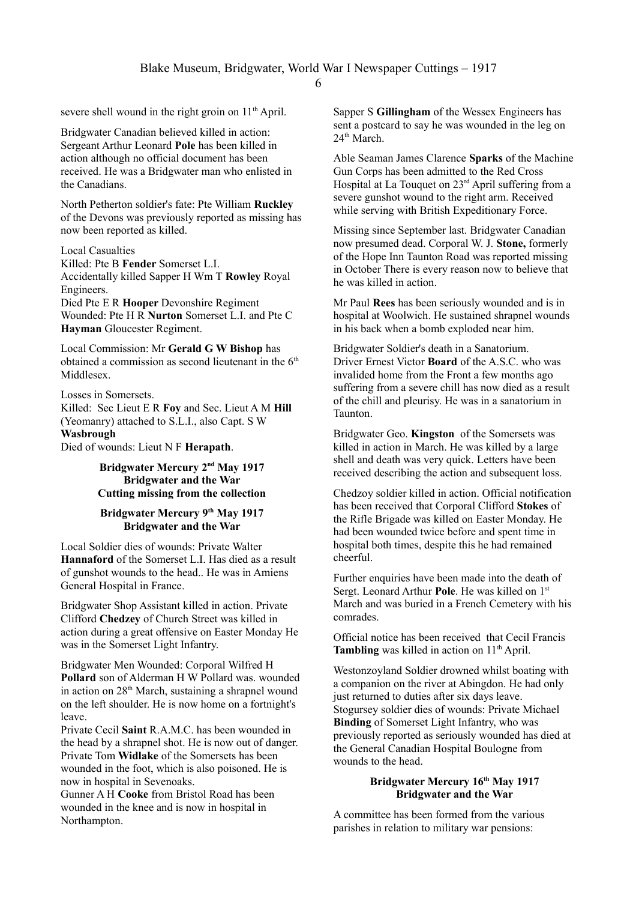severe shell wound in the right groin on 11th April.

Bridgwater Canadian believed killed in action: Sergeant Arthur Leonard **Pole** has been killed in action although no official document has been received. He was a Bridgwater man who enlisted in the Canadians.

North Petherton soldier's fate: Pte William **Ruckley** of the Devons was previously reported as missing has now been reported as killed.

Local Casualties
Killed: Pte B **Fender** Somerset L.I.
Accidentally killed Sapper H Wm T **Rowley** Royal Engineers.
Died Pte E R **Hooper** Devonshire Regiment
Wounded: Pte H R **Nurton** Somerset L.I. and Pte C **Hayman** Gloucester Regiment.

Local Commission: Mr **Gerald G W Bishop** has obtained a commission as second lieutenant in the 6th Middlesex.

Losses in Somersets.
Killed: Sec Lieut E R **Foy** and Sec. Lieut A M **Hill** (Yeomanry) attached to S.L.I., also Capt. S W **Wasbrough**
Died of wounds: Lieut N F **Herapath**.

**Bridgwater Mercury 2nd May 1917**
**Bridgwater and the War**
**Cutting missing from the collection**

**Bridgwater Mercury 9th May 1917**
**Bridgwater and the War**

Local Soldier dies of wounds: Private Walter **Hannaford** of the Somerset L.I. Has died as a result of gunshot wounds to the head.. He was in Amiens General Hospital in France.

Bridgwater Shop Assistant killed in action. Private Clifford **Chedzey** of Church Street was killed in action during a great offensive on Easter Monday He was in the Somerset Light Infantry.

Bridgwater Men Wounded: Corporal Wilfred H **Pollard** son of Alderman H W Pollard was. wounded in action on 28th March, sustaining a shrapnel wound on the left shoulder. He is now home on a fortnight's leave.
Private Cecil **Saint** R.A.M.C. has been wounded in the head by a shrapnel shot. He is now out of danger.
Private Tom **Widlake** of the Somersets has been wounded in the foot, which is also poisoned. He is now in hospital in Sevenoaks.
Gunner A H **Cooke** from Bristol Road has been wounded in the knee and is now in hospital in Northampton.

Sapper S **Gillingham** of the Wessex Engineers has sent a postcard to say he was wounded in the leg on 24th March.

Able Seaman James Clarence **Sparks** of the Machine Gun Corps has been admitted to the Red Cross Hospital at La Touquet on 23rd April suffering from a severe gunshot wound to the right arm. Received while serving with British Expeditionary Force.

Missing since September last. Bridgwater Canadian now presumed dead. Corporal W. J. **Stone,** formerly of the Hope Inn Taunton Road was reported missing in October There is every reason now to believe that he was killed in action.

Mr Paul **Rees** has been seriously wounded and is in hospital at Woolwich. He sustained shrapnel wounds in his back when a bomb exploded near him.

Bridgwater Soldier's death in a Sanatorium.
Driver Ernest Victor **Board** of the A.S.C. who was invalided home from the Front a few months ago suffering from a severe chill has now died as a result of the chill and pleurisy. He was in a sanatorium in Taunton.

Bridgwater Geo. **Kingston** of the Somersets was killed in action in March. He was killed by a large shell and death was very quick. Letters have been received describing the action and subsequent loss.

Chedzoy soldier killed in action. Official notification has been received that Corporal Clifford **Stokes** of the Rifle Brigade was killed on Easter Monday. He had been wounded twice before and spent time in hospital both times, despite this he had remained cheerful.

Further enquiries have been made into the death of Sergt. Leonard Arthur **Pole**. He was killed on 1st March and was buried in a French Cemetery with his comrades.

Official notice has been received that Cecil Francis **Tambling** was killed in action on 11th April.

Westonzoyland Soldier drowned whilst boating with a companion on the river at Abingdon. He had only just returned to duties after six days leave.
Stogursey soldier dies of wounds: Private Michael **Binding** of Somerset Light Infantry, who was previously reported as seriously wounded has died at the General Canadian Hospital Boulogne from wounds to the head.

**Bridgwater Mercury 16th May 1917**
**Bridgwater and the War**

A committee has been formed from the various parishes in relation to military war pensions: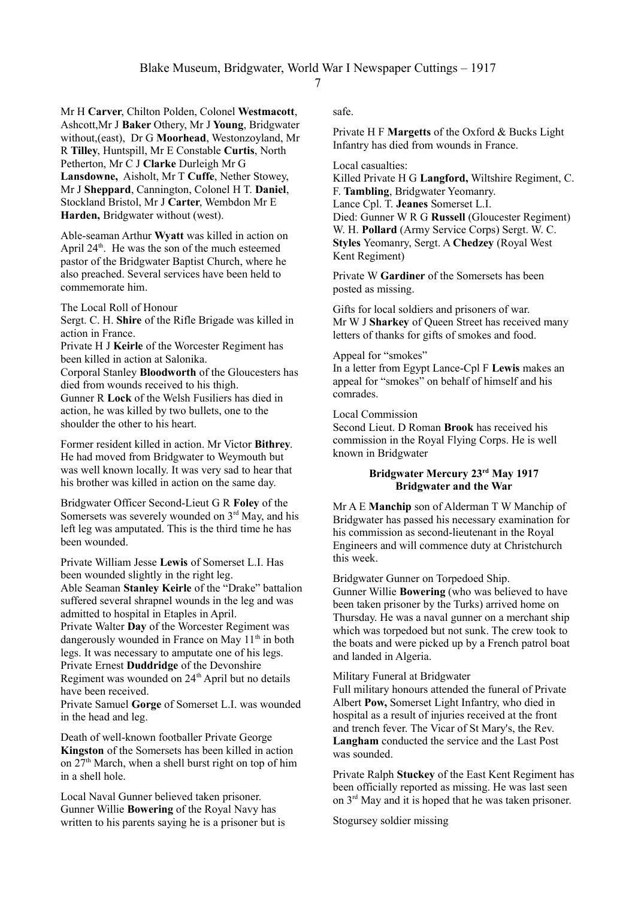Mr H **Carver**, Chilton Polden, Colonel **Westmacott**, Ashcott,Mr J **Baker** Othery, Mr J **Young**, Bridgwater without,(east), Dr G **Moorhead**, Westonzoyland, Mr R **Tilley**, Huntspill, Mr E Constable **Curtis**, North Petherton, Mr C J **Clarke** Durleigh Mr G **Lansdowne,** Aisholt, Mr T **Cuffe**, Nether Stowey, Mr J **Sheppard**, Cannington, Colonel H T. **Daniel**, Stockland Bristol, Mr J **Carter**, Wembdon Mr E **Harden,** Bridgwater without (west).

Able-seaman Arthur **Wyatt** was killed in action on April 24th. He was the son of the much esteemed pastor of the Bridgwater Baptist Church, where he also preached. Several services have been held to commemorate him.

The Local Roll of Honour
Sergt. C. H. **Shire** of the Rifle Brigade was killed in action in France.
Private H J **Keirle** of the Worcester Regiment has been killed in action at Salonika.
Corporal Stanley **Bloodworth** of the Gloucesters has died from wounds received to his thigh.
Gunner R **Lock** of the Welsh Fusiliers has died in action, he was killed by two bullets, one to the shoulder the other to his heart.

Former resident killed in action. Mr Victor **Bithrey**. He had moved from Bridgwater to Weymouth but was well known locally. It was very sad to hear that his brother was killed in action on the same day.

Bridgwater Officer Second-Lieut G R **Foley** of the Somersets was severely wounded on 3rd May, and his left leg was amputated. This is the third time he has been wounded.

Private William Jesse **Lewis** of Somerset L.I. Has been wounded slightly in the right leg.
Able Seaman **Stanley Keirle** of the "Drake" battalion suffered several shrapnel wounds in the leg and was admitted to hospital in Etaples in April.
Private Walter **Day** of the Worcester Regiment was dangerously wounded in France on May 11th in both legs. It was necessary to amputate one of his legs.
Private Ernest **Duddridge** of the Devonshire Regiment was wounded on 24th April but no details have been received.
Private Samuel **Gorge** of Somerset L.I. was wounded in the head and leg.

Death of well-known footballer Private George **Kingston** of the Somersets has been killed in action on 27th March, when a shell burst right on top of him in a shell hole.

Local Naval Gunner believed taken prisoner.
Gunner Willie **Bowering** of the Royal Navy has written to his parents saying he is a prisoner but is safe.

Private H F **Margetts** of the Oxford & Bucks Light Infantry has died from wounds in France.

Local casualties:
Killed Private H G **Langford,** Wiltshire Regiment, C. F. **Tambling**, Bridgwater Yeomanry.
Lance Cpl. T. **Jeanes** Somerset L.I.
Died: Gunner W R G **Russell** (Gloucester Regiment) W. H. **Pollard** (Army Service Corps) Sergt. W. C. **Styles** Yeomanry, Sergt. A **Chedzey** (Royal West Kent Regiment)

Private W **Gardiner** of the Somersets has been posted as missing.

Gifts for local soldiers and prisoners of war.
Mr W J **Sharkey** of Queen Street has received many letters of thanks for gifts of smokes and food.

Appeal for "smokes"
In a letter from Egypt Lance-Cpl F **Lewis** makes an appeal for "smokes" on behalf of himself and his comrades.

Local Commission
Second Lieut. D Roman **Brook** has received his commission in the Royal Flying Corps. He is well known in Bridgwater

**Bridgwater Mercury 23rd May 1917**
**Bridgwater and the War**

Mr A E **Manchip** son of Alderman T W Manchip of Bridgwater has passed his necessary examination for his commission as second-lieutenant in the Royal Engineers and will commence duty at Christchurch this week.

Bridgwater Gunner on Torpedoed Ship.
Gunner Willie **Bowering** (who was believed to have been taken prisoner by the Turks) arrived home on Thursday. He was a naval gunner on a merchant ship which was torpedoed but not sunk. The crew took to the boats and were picked up by a French patrol boat and landed in Algeria.

Military Funeral at Bridgwater
Full military honours attended the funeral of Private Albert **Pow,** Somerset Light Infantry, who died in hospital as a result of injuries received at the front and trench fever. The Vicar of St Mary's, the Rev. **Langham** conducted the service and the Last Post was sounded.

Private Ralph **Stuckey** of the East Kent Regiment has been officially reported as missing. He was last seen on 3rd May and it is hoped that he was taken prisoner.

Stogursey soldier missing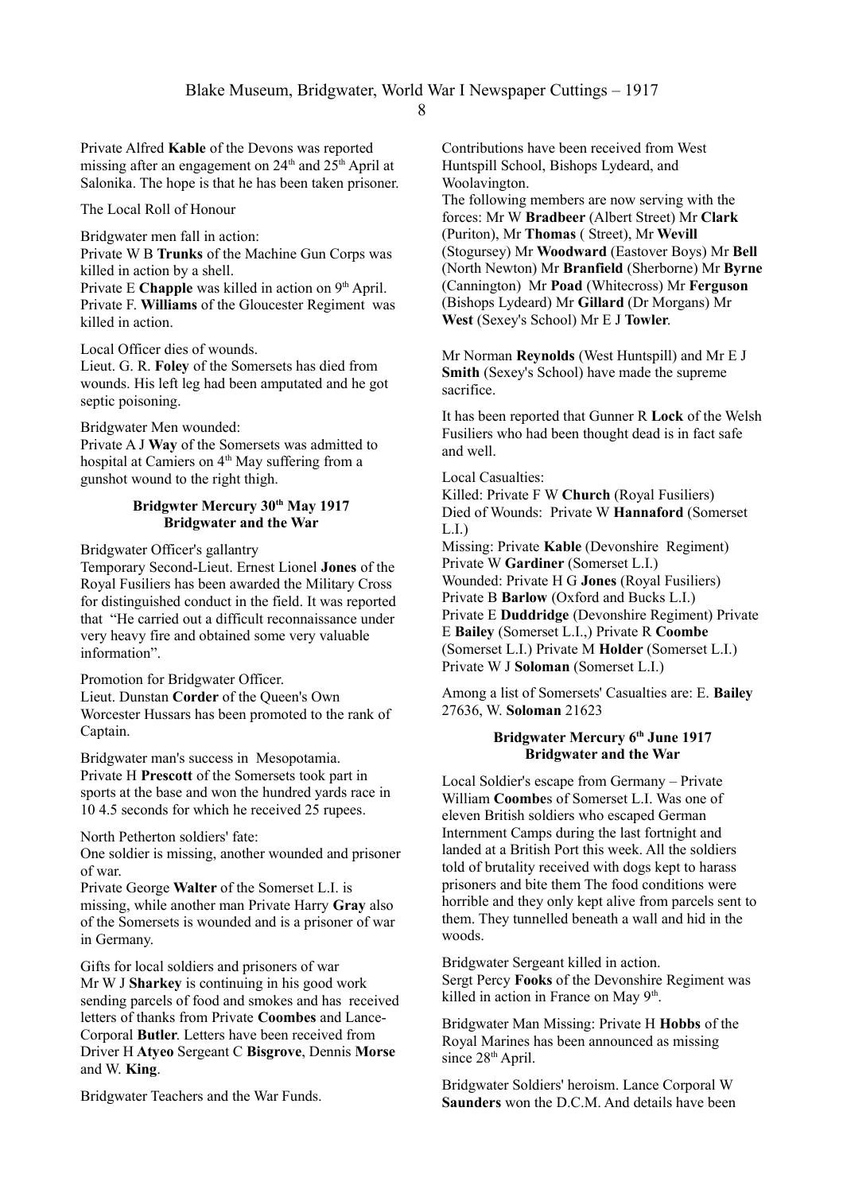Private Alfred **Kable** of the Devons was reported missing after an engagement on 24th and 25th April at Salonika. The hope is that he has been taken prisoner.

The Local Roll of Honour

Bridgwater men fall in action:
Private W B **Trunks** of the Machine Gun Corps was killed in action by a shell.
Private E **Chapple** was killed in action on 9th April.
Private F. **Williams** of the Gloucester Regiment was killed in action.

Local Officer dies of wounds.
Lieut. G. R. **Foley** of the Somersets has died from wounds. His left leg had been amputated and he got septic poisoning.

Bridgwater Men wounded:
Private A J **Way** of the Somersets was admitted to hospital at Camiers on 4th May suffering from a gunshot wound to the right thigh.

**Bridgwter Mercury 30th May 1917**
**Bridgwater and the War**

Bridgwater Officer's gallantry
Temporary Second-Lieut. Ernest Lionel **Jones** of the Royal Fusiliers has been awarded the Military Cross for distinguished conduct in the field. It was reported that "He carried out a difficult reconnaissance under very heavy fire and obtained some very valuable information".

Promotion for Bridgwater Officer.
Lieut. Dunstan **Corder** of the Queen's Own Worcester Hussars has been promoted to the rank of Captain.

Bridgwater man's success in Mesopotamia.
Private H **Prescott** of the Somersets took part in sports at the base and won the hundred yards race in 10 4.5 seconds for which he received 25 rupees.

North Petherton soldiers' fate:
One soldier is missing, another wounded and prisoner of war.
Private George **Walter** of the Somerset L.I. is missing, while another man Private Harry **Gray** also of the Somersets is wounded and is a prisoner of war in Germany.

Gifts for local soldiers and prisoners of war
Mr W J **Sharkey** is continuing in his good work sending parcels of food and smokes and has received letters of thanks from Private **Coombes** and Lance-Corporal **Butler**. Letters have been received from Driver H **Atyeo** Sergeant C **Bisgrove**, Dennis **Morse** and W. **King**.

Bridgwater Teachers and the War Funds.

Contributions have been received from West Huntspill School, Bishops Lydeard, and Woolavington.
The following members are now serving with the forces: Mr W **Bradbeer** (Albert Street) Mr **Clark** (Puriton), Mr **Thomas** ( Street), Mr **Wevill** (Stogursey) Mr **Woodward** (Eastover Boys) Mr **Bell** (North Newton) Mr **Branfield** (Sherborne) Mr **Byrne** (Cannington) Mr **Poad** (Whitecross) Mr **Ferguson** (Bishops Lydeard) Mr **Gillard** (Dr Morgans) Mr **West** (Sexey's School) Mr E J **Towler**.

Mr Norman **Reynolds** (West Huntspill) and Mr E J **Smith** (Sexey's School) have made the supreme sacrifice.

It has been reported that Gunner R **Lock** of the Welsh Fusiliers who had been thought dead is in fact safe and well.

Local Casualties:
Killed: Private F W **Church** (Royal Fusiliers)
Died of Wounds: Private W **Hannaford** (Somerset L.I.)
Missing: Private **Kable** (Devonshire Regiment) Private W **Gardiner** (Somerset L.I.)
Wounded: Private H G **Jones** (Royal Fusiliers) Private B **Barlow** (Oxford and Bucks L.I.) Private E **Duddridge** (Devonshire Regiment) Private E **Bailey** (Somerset L.I.,) Private R **Coombe** (Somerset L.I.) Private M **Holder** (Somerset L.I.) Private W J **Soloman** (Somerset L.I.)

Among a list of Somersets' Casualties are: E. **Bailey** 27636, W. **Soloman** 21623

**Bridgwater Mercury 6th June 1917**
**Bridgwater and the War**

Local Soldier's escape from Germany – Private William **Coombe**s of Somerset L.I. Was one of eleven British soldiers who escaped German Internment Camps during the last fortnight and landed at a British Port this week. All the soldiers told of brutality received with dogs kept to harass prisoners and bite them The food conditions were horrible and they only kept alive from parcels sent to them. They tunnelled beneath a wall and hid in the woods.

Bridgwater Sergeant killed in action.
Sergt Percy **Fooks** of the Devonshire Regiment was killed in action in France on May 9th.

Bridgwater Man Missing: Private H **Hobbs** of the Royal Marines has been announced as missing since 28th April.

Bridgwater Soldiers' heroism. Lance Corporal W **Saunders** won the D.C.M. And details have been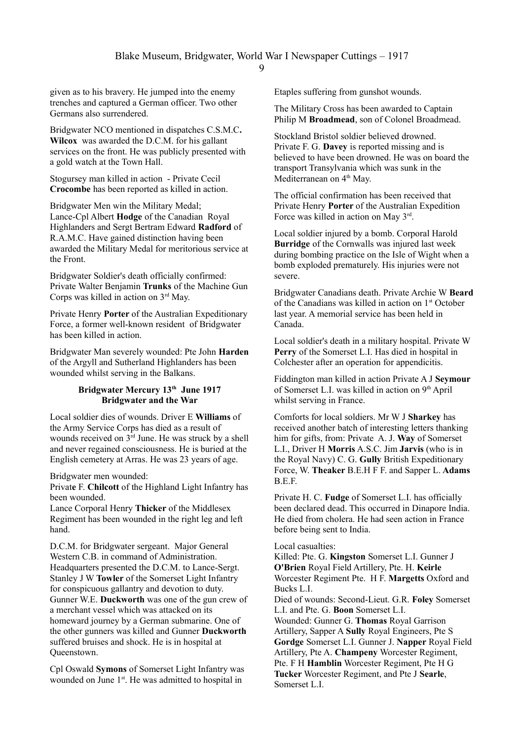given as to his bravery. He jumped into the enemy trenches and captured a German officer. Two other Germans also surrendered.

Bridgwater NCO mentioned in dispatches C.S.M.C**. Wilcox** was awarded the D.C.M. for his gallant services on the front. He was publicly presented with a gold watch at the Town Hall.

Stogursey man killed in action - Private Cecil **Crocombe** has been reported as killed in action.

Bridgwater Men win the Military Medal;
Lance-Cpl Albert **Hodge** of the Canadian Royal Highlanders and Sergt Bertram Edward **Radford** of R.A.M.C. Have gained distinction having been awarded the Military Medal for meritorious service at the Front.

Bridgwater Soldier's death officially confirmed: Private Walter Benjamin **Trunks** of the Machine Gun Corps was killed in action on 3rd May.

Private Henry **Porter** of the Australian Expeditionary Force, a former well-known resident of Bridgwater has been killed in action.

Bridgwater Man severely wounded: Pte John **Harden** of the Argyll and Sutherland Highlanders has been wounded whilst serving in the Balkans.

**Bridgwater Mercury 13th June 1917**
**Bridgwater and the War**

Local soldier dies of wounds. Driver E **Williams** of the Army Service Corps has died as a result of wounds received on 3rd June. He was struck by a shell and never regained consciousness. He is buried at the English cemetery at Arras. He was 23 years of age.

Bridgwater men wounded:
Private F. **Chilcott** of the Highland Light Infantry has been wounded.
Lance Corporal Henry **Thicker** of the Middlesex Regiment has been wounded in the right leg and left hand.

D.C.M. for Bridgwater sergeant. Major General Western C.B. in command of Administration. Headquarters presented the D.C.M. to Lance-Sergt. Stanley J W **Towler** of the Somerset Light Infantry for conspicuous gallantry and devotion to duty.
Gunner W.E. **Duckworth** was one of the gun crew of a merchant vessel which was attacked on its homeward journey by a German submarine. One of the other gunners was killed and Gunner **Duckworth** suffered bruises and shock. He is in hospital at Queenstown.

Cpl Oswald **Symons** of Somerset Light Infantry was wounded on June 1st. He was admitted to hospital in Etaples suffering from gunshot wounds.

The Military Cross has been awarded to Captain Philip M **Broadmead**, son of Colonel Broadmead.

Stockland Bristol soldier believed drowned.
Private F. G. **Davey** is reported missing and is believed to have been drowned. He was on board the transport Transylvania which was sunk in the Mediterranean on 4th May.

The official confirmation has been received that Private Henry **Porter** of the Australian Expedition Force was killed in action on May 3rd.

Local soldier injured by a bomb. Corporal Harold **Burridge** of the Cornwalls was injured last week during bombing practice on the Isle of Wight when a bomb exploded prematurely. His injuries were not severe.

Bridgwater Canadians death. Private Archie W **Beard** of the Canadians was killed in action on 1st October last year. A memorial service has been held in Canada.

Local soldier's death in a military hospital. Private W **Perry** of the Somerset L.I. Has died in hospital in Colchester after an operation for appendicitis.

Fiddington man killed in action Private A J **Seymour** of Somerset L.I. was killed in action on 9th April whilst serving in France.

Comforts for local soldiers. Mr W J **Sharkey** has received another batch of interesting letters thanking him for gifts, from: Private A. J. **Way** of Somerset L.I., Driver H **Morris** A.S.C. Jim **Jarvis** (who is in the Royal Navy) C. G. **Gully** British Expeditionary Force, W. **Theaker** B.E.H F F. and Sapper L. **Adams** B.E.F.

Private H. C. **Fudge** of Somerset L.I. has officially been declared dead. This occurred in Dinapore India. He died from cholera. He had seen action in France before being sent to India.

Local casualties:
Killed: Pte. G. **Kingston** Somerset L.I. Gunner J **O'Brien** Royal Field Artillery, Pte. H. **Keirle** Worcester Regiment Pte. H F. **Margetts** Oxford and Bucks L.I.
Died of wounds: Second-Lieut. G.R. **Foley** Somerset L.I. and Pte. G. **Boon** Somerset L.I.
Wounded: Gunner G. **Thomas** Royal Garrison Artillery, Sapper A **Sully** Royal Engineers, Pte S **Gordge** Somerset L.I. Gunner J. **Napper** Royal Field Artillery, Pte A. **Champeny** Worcester Regiment, Pte. F H **Hamblin** Worcester Regiment, Pte H G **Tucker** Worcester Regiment, and Pte J **Searle**, Somerset L.I.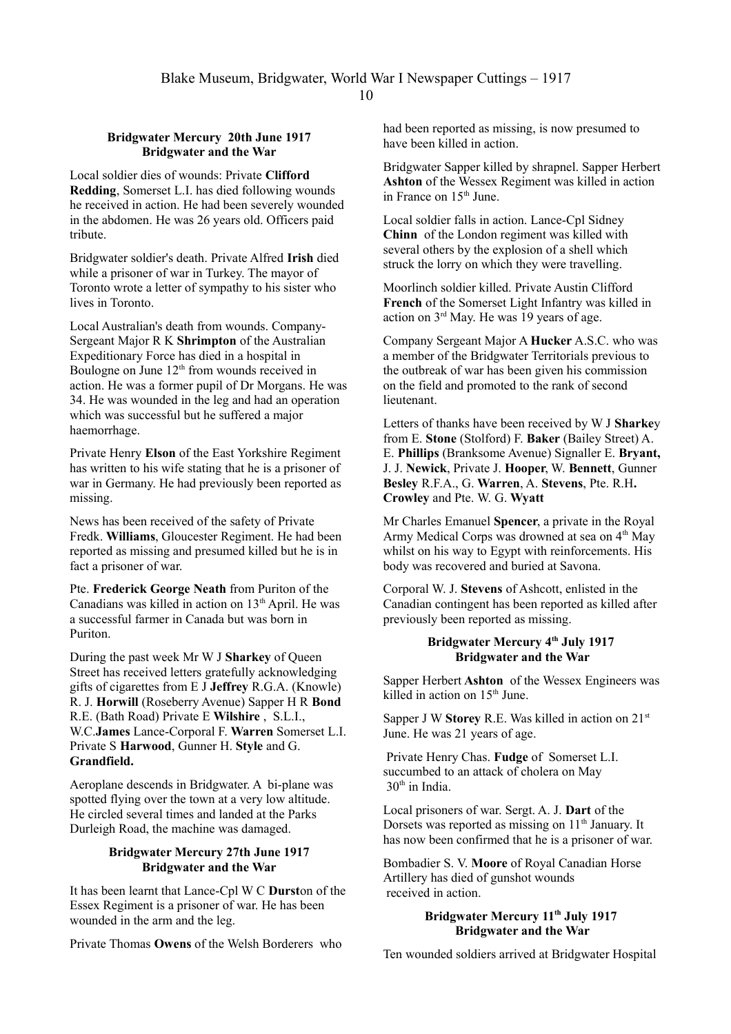### Bridgwater Mercury 20th June 1917
### Bridgwater and the War

Local soldier dies of wounds: Private **Clifford Redding**, Somerset L.I. has died following wounds he received in action. He had been severely wounded in the abdomen. He was 26 years old. Officers paid tribute.

Bridgwater soldier's death. Private Alfred **Irish** died while a prisoner of war in Turkey. The mayor of Toronto wrote a letter of sympathy to his sister who lives in Toronto.

Local Australian's death from wounds. Company-Sergeant Major R K **Shrimpton** of the Australian Expeditionary Force has died in a hospital in Boulogne on June 12th from wounds received in action. He was a former pupil of Dr Morgans. He was 34. He was wounded in the leg and had an operation which was successful but he suffered a major haemorrhage.

Private Henry **Elson** of the East Yorkshire Regiment has written to his wife stating that he is a prisoner of war in Germany. He had previously been reported as missing.

News has been received of the safety of Private Fredk. **Williams**, Gloucester Regiment. He had been reported as missing and presumed killed but he is in fact a prisoner of war.

Pte. **Frederick George Neath** from Puriton of the Canadians was killed in action on 13th April. He was a successful farmer in Canada but was born in Puriton.

During the past week Mr W J **Sharkey** of Queen Street has received letters gratefully acknowledging gifts of cigarettes from E J **Jeffrey** R.G.A. (Knowle) R. J. **Horwill** (Roseberry Avenue) Sapper H R **Bond** R.E. (Bath Road) Private E **Wilshire** , S.L.I., W.C.**James** Lance-Corporal F. **Warren** Somerset L.I. Private S **Harwood**, Gunner H. **Style** and G. **Grandfield.**

Aeroplane descends in Bridgwater. A bi-plane was spotted flying over the town at a very low altitude. He circled several times and landed at the Parks Durleigh Road, the machine was damaged.

### Bridgwater Mercury 27th June 1917
### Bridgwater and the War

It has been learnt that Lance-Cpl W C **Durst**on of the Essex Regiment is a prisoner of war. He has been wounded in the arm and the leg.

Private Thomas **Owens** of the Welsh Borderers who had been reported as missing, is now presumed to have been killed in action.

Bridgwater Sapper killed by shrapnel. Sapper Herbert **Ashton** of the Wessex Regiment was killed in action in France on 15th June.

Local soldier falls in action. Lance-Cpl Sidney **Chinn** of the London regiment was killed with several others by the explosion of a shell which struck the lorry on which they were travelling.

Moorlinch soldier killed. Private Austin Clifford **French** of the Somerset Light Infantry was killed in action on 3rd May. He was 19 years of age.

Company Sergeant Major A **Hucker** A.S.C. who was a member of the Bridgwater Territorials previous to the outbreak of war has been given his commission on the field and promoted to the rank of second lieutenant.

Letters of thanks have been received by W J **Sharke**y from E. **Stone** (Stolford) F. **Baker** (Bailey Street) A. E. **Phillips** (Branksome Avenue) Signaller E. **Bryant,** J. J. **Newick**, Private J. **Hooper**, W. **Bennett**, Gunner **Besley** R.F.A., G. **Warren**, A. **Stevens**, Pte. R.H**. Crowley** and Pte. W. G. **Wyatt**

Mr Charles Emanuel **Spencer**, a private in the Royal Army Medical Corps was drowned at sea on 4th May whilst on his way to Egypt with reinforcements. His body was recovered and buried at Savona.

Corporal W. J. **Stevens** of Ashcott, enlisted in the Canadian contingent has been reported as killed after previously been reported as missing.

### Bridgwater Mercury 4th July 1917
### Bridgwater and the War

Sapper Herbert **Ashton** of the Wessex Engineers was killed in action on 15th June.

Sapper J W **Storey** R.E. Was killed in action on 21st June. He was 21 years of age.

Private Henry Chas. **Fudge** of Somerset L.I. succumbed to an attack of cholera on May 30th in India.

Local prisoners of war. Sergt. A. J. **Dart** of the Dorsets was reported as missing on 11th January. It has now been confirmed that he is a prisoner of war.

Bombadier S. V. **Moore** of Royal Canadian Horse Artillery has died of gunshot wounds received in action.

### Bridgwater Mercury 11th July 1917
### Bridgwater and the War

Ten wounded soldiers arrived at Bridgwater Hospital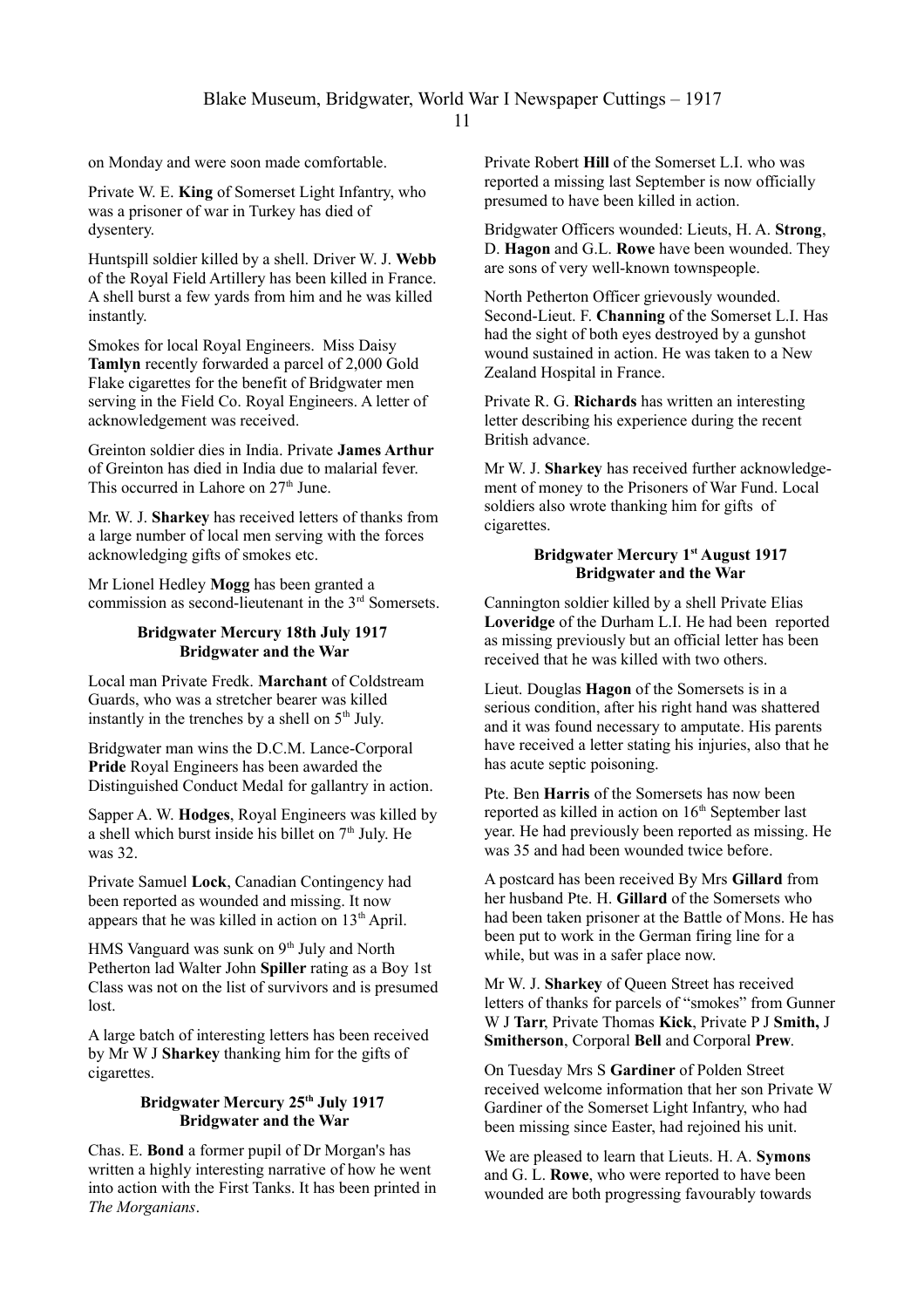on Monday and were soon made comfortable.

Private W. E. **King** of Somerset Light Infantry, who was a prisoner of war in Turkey has died of dysentery.

Huntspill soldier killed by a shell. Driver W. J. **Webb** of the Royal Field Artillery has been killed in France. A shell burst a few yards from him and he was killed instantly.

Smokes for local Royal Engineers. Miss Daisy **Tamlyn** recently forwarded a parcel of 2,000 Gold Flake cigarettes for the benefit of Bridgwater men serving in the Field Co. Royal Engineers. A letter of acknowledgement was received.

Greinton soldier dies in India. Private **James Arthur** of Greinton has died in India due to malarial fever. This occurred in Lahore on 27th June.

Mr. W. J. **Sharkey** has received letters of thanks from a large number of local men serving with the forces acknowledging gifts of smokes etc.

Mr Lionel Hedley **Mogg** has been granted a commission as second-lieutenant in the 3rd Somersets.

**Bridgwater Mercury 18th July 1917**
**Bridgwater and the War**

Local man Private Fredk. **Marchant** of Coldstream Guards, who was a stretcher bearer was killed instantly in the trenches by a shell on 5th July.

Bridgwater man wins the D.C.M. Lance-Corporal **Pride** Royal Engineers has been awarded the Distinguished Conduct Medal for gallantry in action.

Sapper A. W. **Hodges**, Royal Engineers was killed by a shell which burst inside his billet on 7th July. He was 32.

Private Samuel **Lock**, Canadian Contingency had been reported as wounded and missing. It now appears that he was killed in action on 13th April.

HMS Vanguard was sunk on 9th July and North Petherton lad Walter John **Spiller** rating as a Boy 1st Class was not on the list of survivors and is presumed lost.

A large batch of interesting letters has been received by Mr W J **Sharkey** thanking him for the gifts of cigarettes.

**Bridgwater Mercury 25th July 1917**
**Bridgwater and the War**

Chas. E. **Bond** a former pupil of Dr Morgan's has written a highly interesting narrative of how he went into action with the First Tanks. It has been printed in *The Morganians*.

Private Robert **Hill** of the Somerset L.I. who was reported a missing last September is now officially presumed to have been killed in action.

Bridgwater Officers wounded: Lieuts, H. A. **Strong**, D. **Hagon** and G.L. **Rowe** have been wounded. They are sons of very well-known townspeople.

North Petherton Officer grievously wounded. Second-Lieut. F. **Channing** of the Somerset L.I. Has had the sight of both eyes destroyed by a gunshot wound sustained in action. He was taken to a New Zealand Hospital in France.

Private R. G. **Richards** has written an interesting letter describing his experience during the recent British advance.

Mr W. J. **Sharkey** has received further acknowledgement of money to the Prisoners of War Fund. Local soldiers also wrote thanking him for gifts of cigarettes.

**Bridgwater Mercury 1st August 1917**
**Bridgwater and the War**

Cannington soldier killed by a shell Private Elias **Loveridge** of the Durham L.I. He had been reported as missing previously but an official letter has been received that he was killed with two others.

Lieut. Douglas **Hagon** of the Somersets is in a serious condition, after his right hand was shattered and it was found necessary to amputate. His parents have received a letter stating his injuries, also that he has acute septic poisoning.

Pte. Ben **Harris** of the Somersets has now been reported as killed in action on 16th September last year. He had previously been reported as missing. He was 35 and had been wounded twice before.

A postcard has been received By Mrs **Gillard** from her husband Pte. H. **Gillard** of the Somersets who had been taken prisoner at the Battle of Mons. He has been put to work in the German firing line for a while, but was in a safer place now.

Mr W. J. **Sharkey** of Queen Street has received letters of thanks for parcels of "smokes" from Gunner W J **Tarr**, Private Thomas **Kick**, Private P J **Smith,** J **Smitherson**, Corporal **Bell** and Corporal **Prew**.

On Tuesday Mrs S **Gardiner** of Polden Street received welcome information that her son Private W Gardiner of the Somerset Light Infantry, who had been missing since Easter, had rejoined his unit.

We are pleased to learn that Lieuts. H. A. **Symons** and G. L. **Rowe**, who were reported to have been wounded are both progressing favourably towards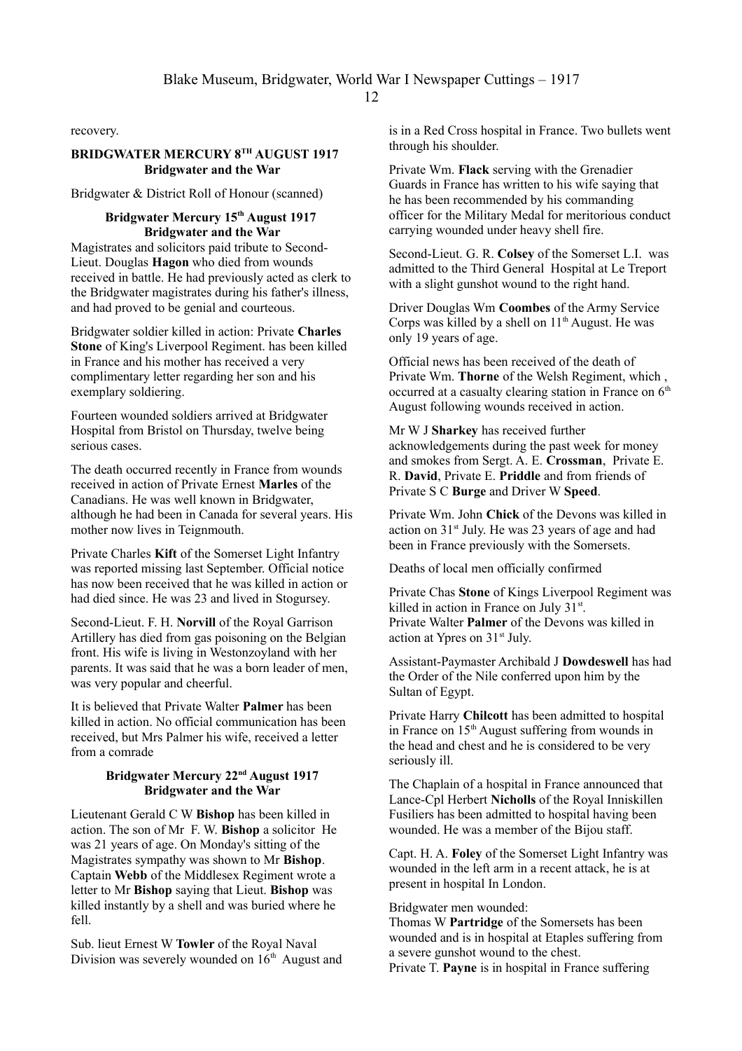recovery.

**BRIDGWATER MERCURY 8TH AUGUST 1917**
**Bridgwater and the War**

Bridgwater & District Roll of Honour (scanned)

**Bridgwater Mercury 15th August 1917**
**Bridgwater and the War**

Magistrates and solicitors paid tribute to Second-Lieut. Douglas **Hagon** who died from wounds received in battle. He had previously acted as clerk to the Bridgwater magistrates during his father's illness, and had proved to be genial and courteous.

Bridgwater soldier killed in action: Private **Charles Stone** of King's Liverpool Regiment. has been killed in France and his mother has received a very complimentary letter regarding her son and his exemplary soldiering.

Fourteen wounded soldiers arrived at Bridgwater Hospital from Bristol on Thursday, twelve being serious cases.

The death occurred recently in France from wounds received in action of Private Ernest **Marles** of the Canadians. He was well known in Bridgwater, although he had been in Canada for several years. His mother now lives in Teignmouth.

Private Charles **Kift** of the Somerset Light Infantry was reported missing last September. Official notice has now been received that he was killed in action or had died since. He was 23 and lived in Stogursey.

Second-Lieut. F. H. **Norvill** of the Royal Garrison Artillery has died from gas poisoning on the Belgian front. His wife is living in Westonzoyland with her parents. It was said that he was a born leader of men, was very popular and cheerful.

It is believed that Private Walter **Palmer** has been killed in action. No official communication has been received, but Mrs Palmer his wife, received a letter from a comrade

**Bridgwater Mercury 22nd August 1917**
**Bridgwater and the War**

Lieutenant Gerald C W **Bishop** has been killed in action. The son of Mr F. W. **Bishop** a solicitor He was 21 years of age. On Monday's sitting of the Magistrates sympathy was shown to Mr **Bishop**. Captain **Webb** of the Middlesex Regiment wrote a letter to Mr **Bishop** saying that Lieut. **Bishop** was killed instantly by a shell and was buried where he fell.

Sub. lieut Ernest W **Towler** of the Royal Naval Division was severely wounded on 16th August and is in a Red Cross hospital in France. Two bullets went through his shoulder.

Private Wm. **Flack** serving with the Grenadier Guards in France has written to his wife saying that he has been recommended by his commanding officer for the Military Medal for meritorious conduct carrying wounded under heavy shell fire.

Second-Lieut. G. R. **Colsey** of the Somerset L.I. was admitted to the Third General Hospital at Le Treport with a slight gunshot wound to the right hand.

Driver Douglas Wm **Coombes** of the Army Service Corps was killed by a shell on 11th August. He was only 19 years of age.

Official news has been received of the death of Private Wm. **Thorne** of the Welsh Regiment, which , occurred at a casualty clearing station in France on 6th August following wounds received in action.

Mr W J **Sharkey** has received further acknowledgements during the past week for money and smokes from Sergt. A. E. **Crossman**, Private E. R. **David**, Private E. **Priddle** and from friends of Private S C **Burge** and Driver W **Speed**.

Private Wm. John **Chick** of the Devons was killed in action on 31st July. He was 23 years of age and had been in France previously with the Somersets.

Deaths of local men officially confirmed

Private Chas **Stone** of Kings Liverpool Regiment was killed in action in France on July 31st.
Private Walter **Palmer** of the Devons was killed in action at Ypres on 31st July.

Assistant-Paymaster Archibald J **Dowdeswell** has had the Order of the Nile conferred upon him by the Sultan of Egypt.

Private Harry **Chilcott** has been admitted to hospital in France on 15th August suffering from wounds in the head and chest and he is considered to be very seriously ill.

The Chaplain of a hospital in France announced that Lance-Cpl Herbert **Nicholls** of the Royal Inniskillen Fusiliers has been admitted to hospital having been wounded. He was a member of the Bijou staff.

Capt. H. A. **Foley** of the Somerset Light Infantry was wounded in the left arm in a recent attack, he is at present in hospital In London.

Bridgwater men wounded:
Thomas W **Partridge** of the Somersets has been wounded and is in hospital at Etaples suffering from a severe gunshot wound to the chest.
Private T. **Payne** is in hospital in France suffering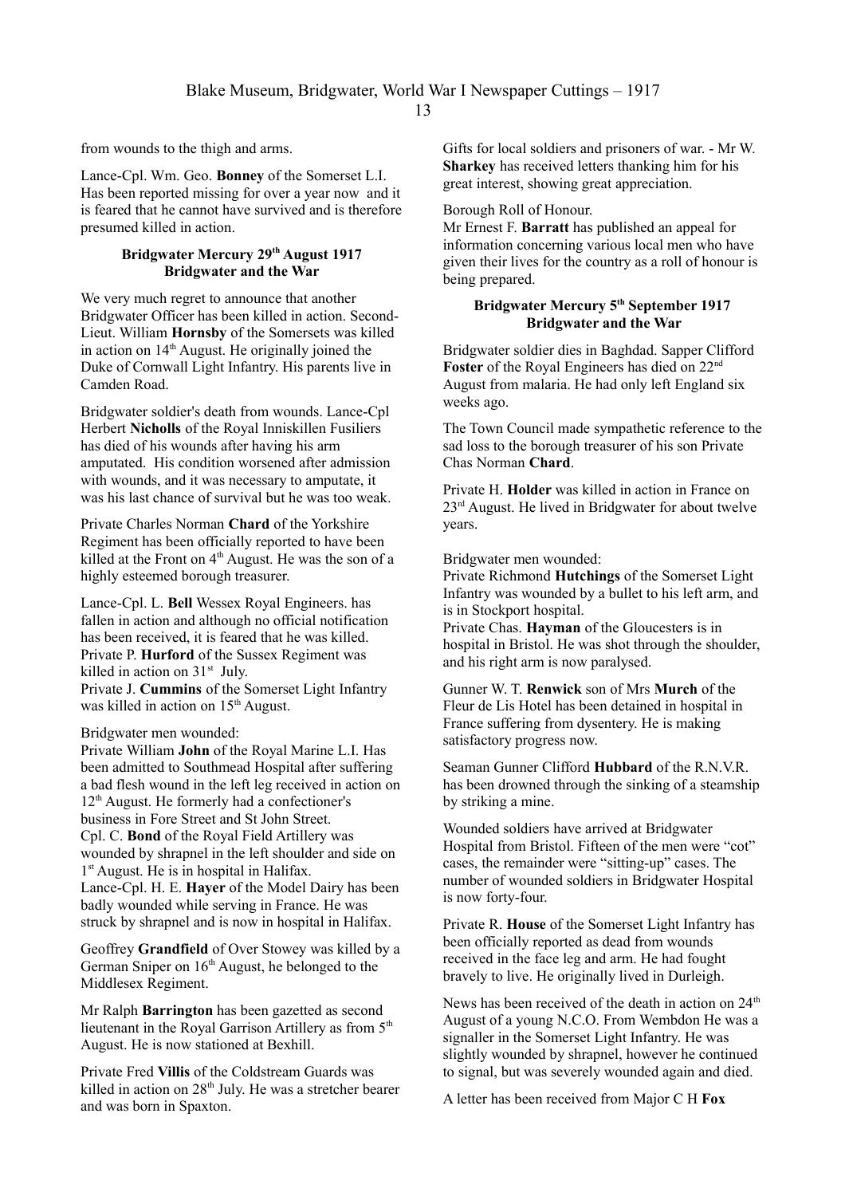from wounds to the thigh and arms.

Lance-Cpl. Wm. Geo. **Bonney** of the Somerset L.I. Has been reported missing for over a year now and it is feared that he cannot have survived and is therefore presumed killed in action.

### Bridgwater Mercury 29th August 1917
### Bridgwater and the War

We very much regret to announce that another Bridgwater Officer has been killed in action. Second-Lieut. William **Hornsby** of the Somersets was killed in action on 14th August. He originally joined the Duke of Cornwall Light Infantry. His parents live in Camden Road.

Bridgwater soldier's death from wounds. Lance-Cpl Herbert **Nicholls** of the Royal Inniskillen Fusiliers has died of his wounds after having his arm amputated. His condition worsened after admission with wounds, and it was necessary to amputate, it was his last chance of survival but he was too weak.

Private Charles Norman **Chard** of the Yorkshire Regiment has been officially reported to have been killed at the Front on 4th August. He was the son of a highly esteemed borough treasurer.

Lance-Cpl. L. **Bell** Wessex Royal Engineers. has fallen in action and although no official notification has been received, it is feared that he was killed.
Private P. **Hurford** of the Sussex Regiment was killed in action on 31st July.
Private J. **Cummins** of the Somerset Light Infantry was killed in action on 15th August.

Bridgwater men wounded:
Private William **John** of the Royal Marine L.I. Has been admitted to Southmead Hospital after suffering a bad flesh wound in the left leg received in action on 12th August. He formerly had a confectioner's business in Fore Street and St John Street.
Cpl. C. **Bond** of the Royal Field Artillery was wounded by shrapnel in the left shoulder and side on 1st August. He is in hospital in Halifax.
Lance-Cpl. H. E. **Hayer** of the Model Dairy has been badly wounded while serving in France. He was struck by shrapnel and is now in hospital in Halifax.

Geoffrey **Grandfield** of Over Stowey was killed by a German Sniper on 16th August, he belonged to the Middlesex Regiment.

Mr Ralph **Barrington** has been gazetted as second lieutenant in the Royal Garrison Artillery as from 5th August. He is now stationed at Bexhill.

Private Fred **Villis** of the Coldstream Guards was killed in action on 28th July. He was a stretcher bearer and was born in Spaxton.

Gifts for local soldiers and prisoners of war. - Mr W. **Sharkey** has received letters thanking him for his great interest, showing great appreciation.

Borough Roll of Honour.
Mr Ernest F. **Barratt** has published an appeal for information concerning various local men who have given their lives for the country as a roll of honour is being prepared.

### Bridgwater Mercury 5th September 1917
### Bridgwater and the War

Bridgwater soldier dies in Baghdad. Sapper Clifford **Foster** of the Royal Engineers has died on 22nd August from malaria. He had only left England six weeks ago.

The Town Council made sympathetic reference to the sad loss to the borough treasurer of his son Private Chas Norman **Chard**.

Private H. **Holder** was killed in action in France on 23rd August. He lived in Bridgwater for about twelve years.

Bridgwater men wounded:
Private Richmond **Hutchings** of the Somerset Light Infantry was wounded by a bullet to his left arm, and is in Stockport hospital.
Private Chas. **Hayman** of the Gloucesters is in hospital in Bristol. He was shot through the shoulder, and his right arm is now paralysed.

Gunner W. T. **Renwick** son of Mrs **Murch** of the Fleur de Lis Hotel has been detained in hospital in France suffering from dysentery. He is making satisfactory progress now.

Seaman Gunner Clifford **Hubbard** of the R.N.V.R. has been drowned through the sinking of a steamship by striking a mine.

Wounded soldiers have arrived at Bridgwater Hospital from Bristol. Fifteen of the men were "cot" cases, the remainder were "sitting-up" cases. The number of wounded soldiers in Bridgwater Hospital is now forty-four.

Private R. **House** of the Somerset Light Infantry has been officially reported as dead from wounds received in the face leg and arm. He had fought bravely to live. He originally lived in Durleigh.

News has been received of the death in action on 24th August of a young N.C.O. From Wembdon He was a signaller in the Somerset Light Infantry. He was slightly wounded by shrapnel, however he continued to signal, but was severely wounded again and died.

A letter has been received from Major C H **Fox**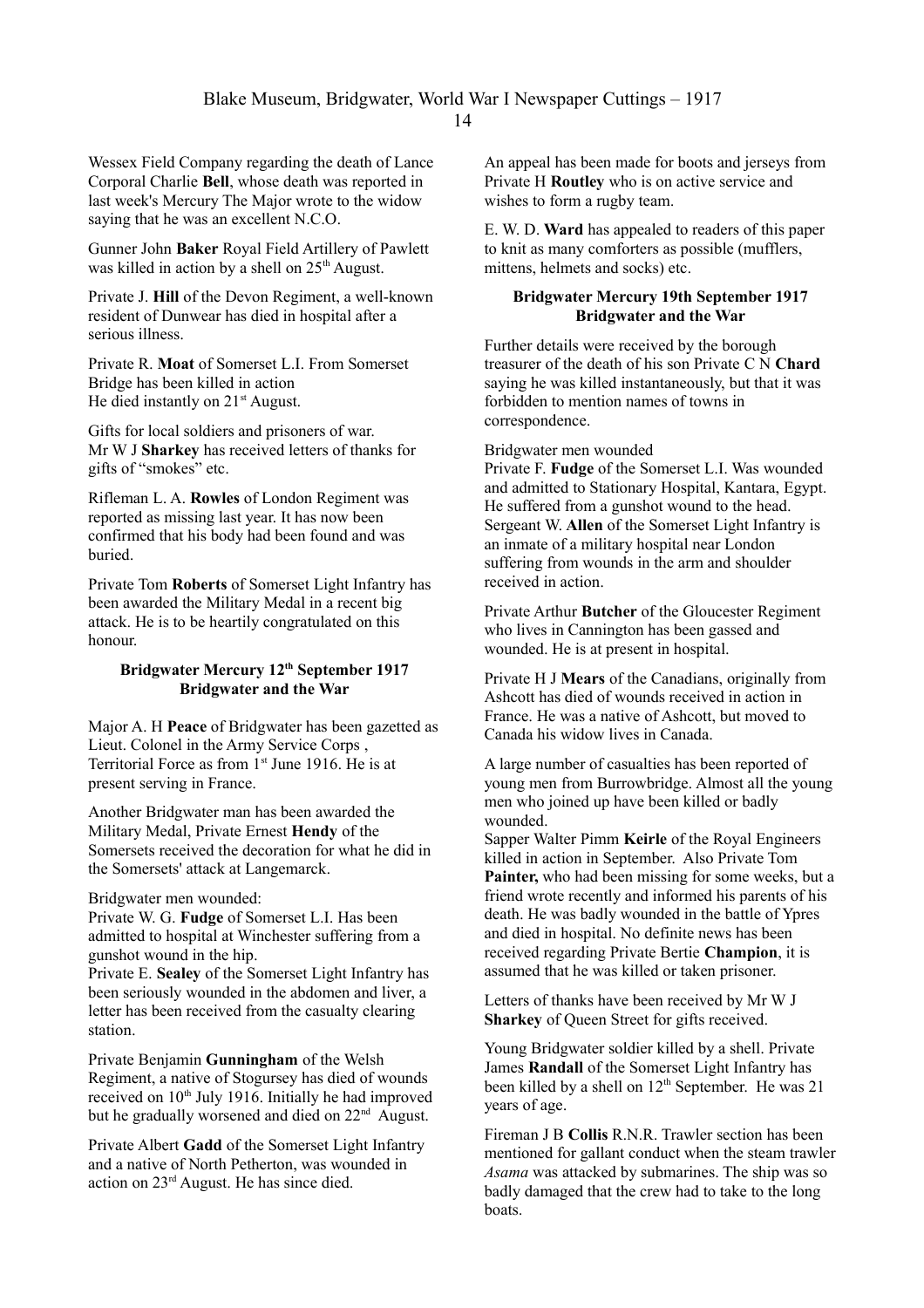Wessex Field Company regarding the death of Lance Corporal Charlie **Bell**, whose death was reported in last week's Mercury The Major wrote to the widow saying that he was an excellent N.C.O.

Gunner John **Baker** Royal Field Artillery of Pawlett was killed in action by a shell on 25th August.

Private J. **Hill** of the Devon Regiment, a well-known resident of Dunwear has died in hospital after a serious illness.

Private R. **Moat** of Somerset L.I. From Somerset Bridge has been killed in action
He died instantly on 21st August.

Gifts for local soldiers and prisoners of war.
Mr W J **Sharkey** has received letters of thanks for gifts of "smokes" etc.

Rifleman L. A. **Rowles** of London Regiment was reported as missing last year. It has now been confirmed that his body had been found and was buried.

Private Tom **Roberts** of Somerset Light Infantry has been awarded the Military Medal in a recent big attack. He is to be heartily congratulated on this honour.

**Bridgwater Mercury 12th September 1917**
**Bridgwater and the War**

Major A. H **Peace** of Bridgwater has been gazetted as Lieut. Colonel in the Army Service Corps , Territorial Force as from 1st June 1916. He is at present serving in France.

Another Bridgwater man has been awarded the Military Medal, Private Ernest **Hendy** of the Somersets received the decoration for what he did in the Somersets' attack at Langemarck.

Bridgwater men wounded:
Private W. G. **Fudge** of Somerset L.I. Has been admitted to hospital at Winchester suffering from a gunshot wound in the hip.
Private E. **Sealey** of the Somerset Light Infantry has been seriously wounded in the abdomen and liver, a letter has been received from the casualty clearing station.

Private Benjamin **Gunningham** of the Welsh Regiment, a native of Stogursey has died of wounds received on 10th July 1916. Initially he had improved but he gradually worsened and died on 22nd August.

Private Albert **Gadd** of the Somerset Light Infantry and a native of North Petherton, was wounded in action on 23rd August. He has since died.

An appeal has been made for boots and jerseys from Private H **Routley** who is on active service and wishes to form a rugby team.

E. W. D. **Ward** has appealed to readers of this paper to knit as many comforters as possible (mufflers, mittens, helmets and socks) etc.

**Bridgwater Mercury 19th September 1917**
**Bridgwater and the War**

Further details were received by the borough treasurer of the death of his son Private C N **Chard** saying he was killed instantaneously, but that it was forbidden to mention names of towns in correspondence.

Bridgwater men wounded
Private F. **Fudge** of the Somerset L.I. Was wounded and admitted to Stationary Hospital, Kantara, Egypt. He suffered from a gunshot wound to the head.
Sergeant W. **Allen** of the Somerset Light Infantry is an inmate of a military hospital near London suffering from wounds in the arm and shoulder received in action.

Private Arthur **Butcher** of the Gloucester Regiment who lives in Cannington has been gassed and wounded. He is at present in hospital.

Private H J **Mears** of the Canadians, originally from Ashcott has died of wounds received in action in France. He was a native of Ashcott, but moved to Canada his widow lives in Canada.

A large number of casualties has been reported of young men from Burrowbridge. Almost all the young men who joined up have been killed or badly wounded.
Sapper Walter Pimm **Keirle** of the Royal Engineers killed in action in September. Also Private Tom **Painter,** who had been missing for some weeks, but a friend wrote recently and informed his parents of his death. He was badly wounded in the battle of Ypres and died in hospital. No definite news has been received regarding Private Bertie **Champion**, it is assumed that he was killed or taken prisoner.

Letters of thanks have been received by Mr W J **Sharkey** of Queen Street for gifts received.

Young Bridgwater soldier killed by a shell. Private James **Randall** of the Somerset Light Infantry has been killed by a shell on 12th September. He was 21 years of age.

Fireman J B **Collis** R.N.R. Trawler section has been mentioned for gallant conduct when the steam trawler *Asama* was attacked by submarines. The ship was so badly damaged that the crew had to take to the long boats.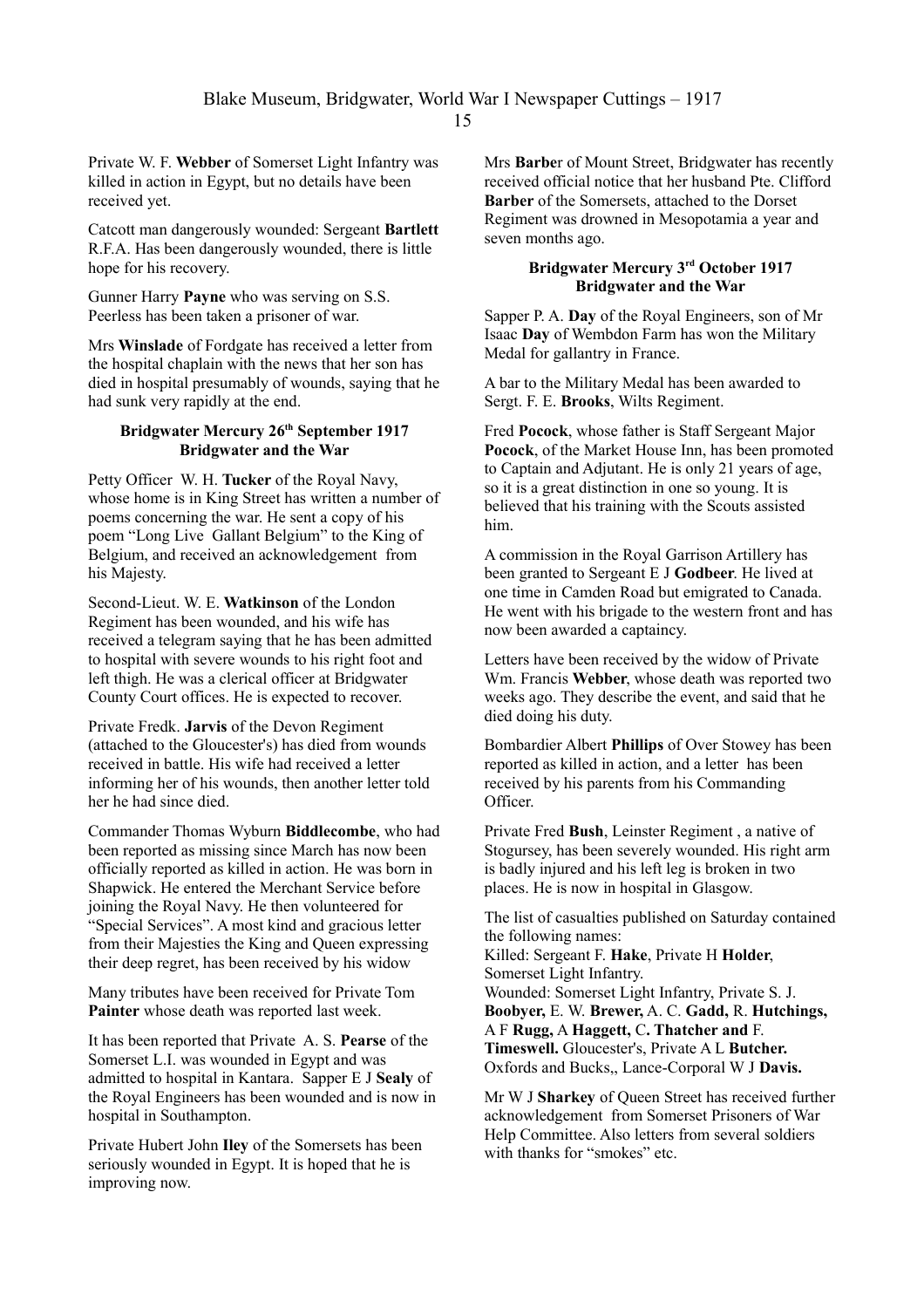Private W. F. **Webber** of Somerset Light Infantry was killed in action in Egypt, but no details have been received yet.

Catcott man dangerously wounded: Sergeant **Bartlett** R.F.A. Has been dangerously wounded, there is little hope for his recovery.

Gunner Harry **Payne** who was serving on S.S. Peerless has been taken a prisoner of war.

Mrs **Winslade** of Fordgate has received a letter from the hospital chaplain with the news that her son has died in hospital presumably of wounds, saying that he had sunk very rapidly at the end.

**Bridgwater Mercury 26th September 1917**
**Bridgwater and the War**

Petty Officer W. H. **Tucker** of the Royal Navy, whose home is in King Street has written a number of poems concerning the war. He sent a copy of his poem "Long Live Gallant Belgium" to the King of Belgium, and received an acknowledgement from his Majesty.

Second-Lieut. W. E. **Watkinson** of the London Regiment has been wounded, and his wife has received a telegram saying that he has been admitted to hospital with severe wounds to his right foot and left thigh. He was a clerical officer at Bridgwater County Court offices. He is expected to recover.

Private Fredk. **Jarvis** of the Devon Regiment (attached to the Gloucester's) has died from wounds received in battle. His wife had received a letter informing her of his wounds, then another letter told her he had since died.

Commander Thomas Wyburn **Biddlecombe**, who had been reported as missing since March has now been officially reported as killed in action. He was born in Shapwick. He entered the Merchant Service before joining the Royal Navy. He then volunteered for "Special Services". A most kind and gracious letter from their Majesties the King and Queen expressing their deep regret, has been received by his widow

Many tributes have been received for Private Tom **Painter** whose death was reported last week.

It has been reported that Private A. S. **Pearse** of the Somerset L.I. was wounded in Egypt and was admitted to hospital in Kantara. Sapper E J **Sealy** of the Royal Engineers has been wounded and is now in hospital in Southampton.

Private Hubert John **Iley** of the Somersets has been seriously wounded in Egypt. It is hoped that he is improving now.

Mrs **Barbe**r of Mount Street, Bridgwater has recently received official notice that her husband Pte. Clifford **Barber** of the Somersets, attached to the Dorset Regiment was drowned in Mesopotamia a year and seven months ago.

**Bridgwater Mercury 3rd October 1917**
**Bridgwater and the War**

Sapper P. A. **Day** of the Royal Engineers, son of Mr Isaac **Day** of Wembdon Farm has won the Military Medal for gallantry in France.

A bar to the Military Medal has been awarded to Sergt. F. E. **Brooks**, Wilts Regiment.

Fred **Pocock**, whose father is Staff Sergeant Major **Pocock**, of the Market House Inn, has been promoted to Captain and Adjutant. He is only 21 years of age, so it is a great distinction in one so young. It is believed that his training with the Scouts assisted him.

A commission in the Royal Garrison Artillery has been granted to Sergeant E J **Godbeer**. He lived at one time in Camden Road but emigrated to Canada. He went with his brigade to the western front and has now been awarded a captaincy.

Letters have been received by the widow of Private Wm. Francis **Webber**, whose death was reported two weeks ago. They describe the event, and said that he died doing his duty.

Bombardier Albert **Phillips** of Over Stowey has been reported as killed in action, and a letter has been received by his parents from his Commanding Officer.

Private Fred **Bush**, Leinster Regiment , a native of Stogursey, has been severely wounded. His right arm is badly injured and his left leg is broken in two places. He is now in hospital in Glasgow.

The list of casualties published on Saturday contained the following names:
Killed: Sergeant F. **Hake**, Private H **Holder**, Somerset Light Infantry.
Wounded: Somerset Light Infantry, Private S. J. **Boobyer,** E. W. **Brewer,** A. C. **Gadd,** R. **Hutchings,** A F **Rugg,** A **Haggett,** C**. Thatcher and** F. **Timeswell.** Gloucester's, Private A L **Butcher.** Oxfords and Bucks,, Lance-Corporal W J **Davis.**

Mr W J **Sharkey** of Queen Street has received further acknowledgement from Somerset Prisoners of War Help Committee. Also letters from several soldiers with thanks for "smokes" etc.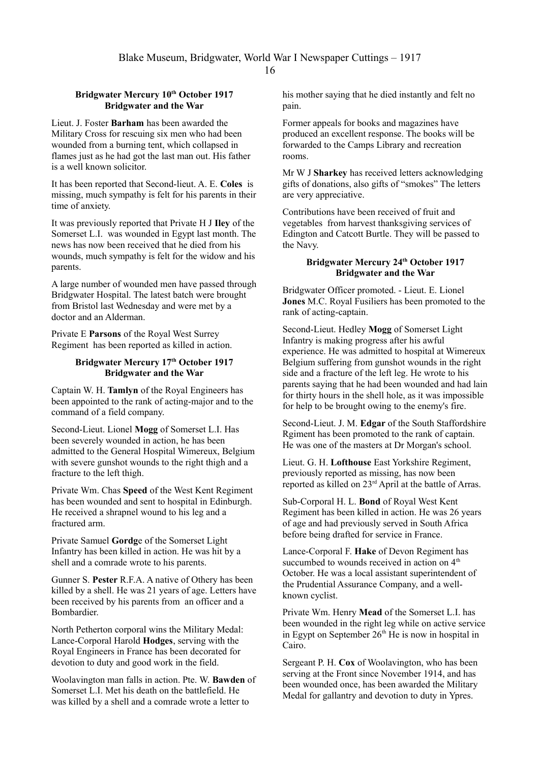### Bridgwater Mercury 10th October 1917
### Bridgwater and the War

Lieut. J. Foster **Barham** has been awarded the Military Cross for rescuing six men who had been wounded from a burning tent, which collapsed in flames just as he had got the last man out. His father is a well known solicitor.

It has been reported that Second-lieut. A. E. **Coles** is missing, much sympathy is felt for his parents in their time of anxiety.

It was previously reported that Private H J **Iley** of the Somerset L.I. was wounded in Egypt last month. The news has now been received that he died from his wounds, much sympathy is felt for the widow and his parents.

A large number of wounded men have passed through Bridgwater Hospital. The latest batch were brought from Bristol last Wednesday and were met by a doctor and an Alderman.

Private E **Parsons** of the Royal West Surrey Regiment has been reported as killed in action.

### Bridgwater Mercury 17th October 1917
### Bridgwater and the War

Captain W. H. **Tamlyn** of the Royal Engineers has been appointed to the rank of acting-major and to the command of a field company.

Second-Lieut. Lionel **Mogg** of Somerset L.I. Has been severely wounded in action, he has been admitted to the General Hospital Wimereux, Belgium with severe gunshot wounds to the right thigh and a fracture to the left thigh.

Private Wm. Chas **Speed** of the West Kent Regiment has been wounded and sent to hospital in Edinburgh. He received a shrapnel wound to his leg and a fractured arm.

Private Samuel **Gordg**e of the Somerset Light Infantry has been killed in action. He was hit by a shell and a comrade wrote to his parents.

Gunner S. **Pester** R.F.A. A native of Othery has been killed by a shell. He was 21 years of age. Letters have been received by his parents from an officer and a Bombardier.

North Petherton corporal wins the Military Medal: Lance-Corporal Harold **Hodges**, serving with the Royal Engineers in France has been decorated for devotion to duty and good work in the field.

Woolavington man falls in action. Pte. W. **Bawden** of Somerset L.I. Met his death on the battlefield. He was killed by a shell and a comrade wrote a letter to his mother saying that he died instantly and felt no pain.

Former appeals for books and magazines have produced an excellent response. The books will be forwarded to the Camps Library and recreation rooms.

Mr W J **Sharkey** has received letters acknowledging gifts of donations, also gifts of "smokes" The letters are very appreciative.

Contributions have been received of fruit and vegetables from harvest thanksgiving services of Edington and Catcott Burtle. They will be passed to the Navy.

### Bridgwater Mercury 24th October 1917
### Bridgwater and the War

Bridgwater Officer promoted. - Lieut. E. Lionel **Jones** M.C. Royal Fusiliers has been promoted to the rank of acting-captain.

Second-Lieut. Hedley **Mogg** of Somerset Light Infantry is making progress after his awful experience. He was admitted to hospital at Wimereux Belgium suffering from gunshot wounds in the right side and a fracture of the left leg. He wrote to his parents saying that he had been wounded and had lain for thirty hours in the shell hole, as it was impossible for help to be brought owing to the enemy's fire.

Second-Lieut. J. M. **Edgar** of the South Staffordshire Rgiment has been promoted to the rank of captain. He was one of the masters at Dr Morgan's school.

Lieut. G. H. **Lofthouse** East Yorkshire Regiment, previously reported as missing, has now been reported as killed on 23rd April at the battle of Arras.

Sub-Corporal H. L. **Bond** of Royal West Kent Regiment has been killed in action. He was 26 years of age and had previously served in South Africa before being drafted for service in France.

Lance-Corporal F. **Hake** of Devon Regiment has succumbed to wounds received in action on 4th October. He was a local assistant superintendent of the Prudential Assurance Company, and a well-known cyclist.

Private Wm. Henry **Mead** of the Somerset L.I. has been wounded in the right leg while on active service in Egypt on September 26th He is now in hospital in Cairo.

Sergeant P. H. **Cox** of Woolavington, who has been serving at the Front since November 1914, and has been wounded once, has been awarded the Military Medal for gallantry and devotion to duty in Ypres.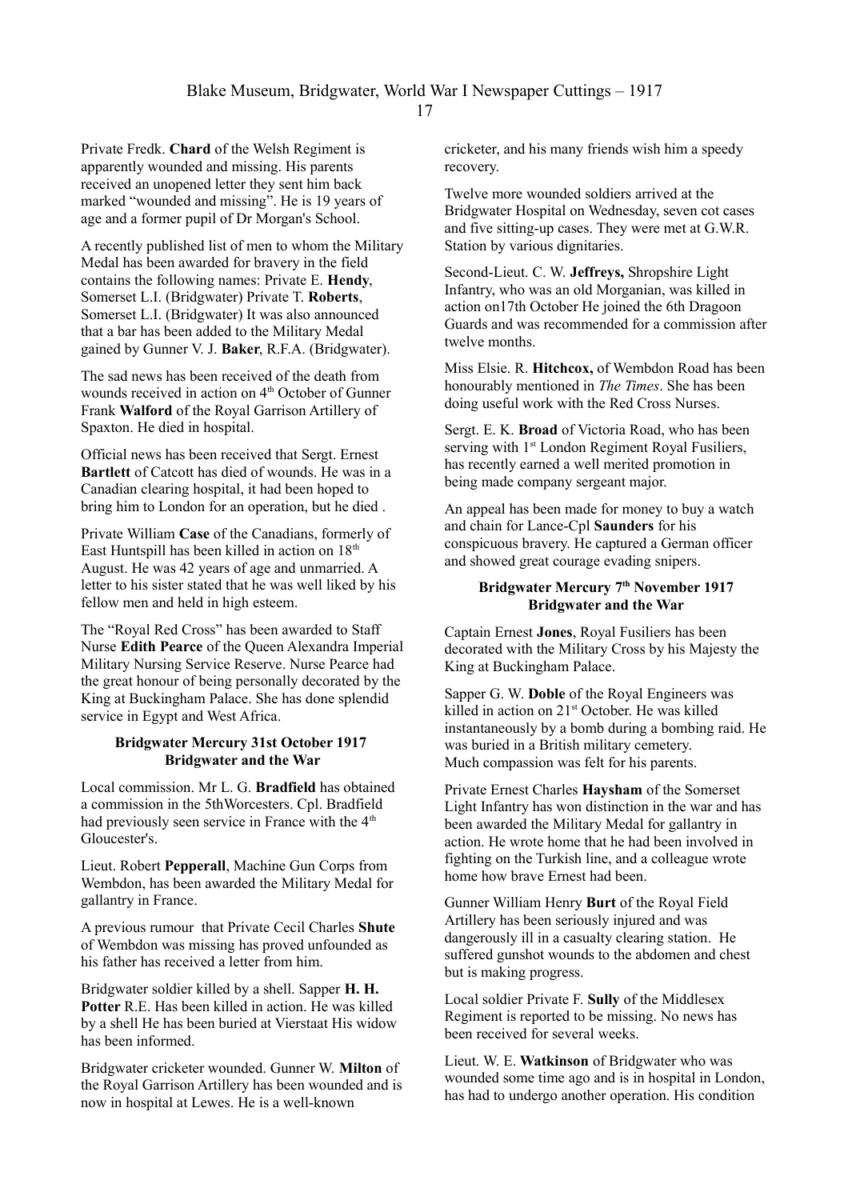Private Fredk. **Chard** of the Welsh Regiment is apparently wounded and missing. His parents received an unopened letter they sent him back marked "wounded and missing". He is 19 years of age and a former pupil of Dr Morgan's School.

A recently published list of men to whom the Military Medal has been awarded for bravery in the field contains the following names: Private E. **Hendy**, Somerset L.I. (Bridgwater) Private T. **Roberts**, Somerset L.I. (Bridgwater) It was also announced that a bar has been added to the Military Medal gained by Gunner V. J. **Baker**, R.F.A. (Bridgwater).

The sad news has been received of the death from wounds received in action on 4th October of Gunner Frank **Walford** of the Royal Garrison Artillery of Spaxton. He died in hospital.

Official news has been received that Sergt. Ernest **Bartlett** of Catcott has died of wounds. He was in a Canadian clearing hospital, it had been hoped to bring him to London for an operation, but he died .

Private William **Case** of the Canadians, formerly of East Huntspill has been killed in action on 18th August. He was 42 years of age and unmarried. A letter to his sister stated that he was well liked by his fellow men and held in high esteem.

The "Royal Red Cross" has been awarded to Staff Nurse **Edith Pearce** of the Queen Alexandra Imperial Military Nursing Service Reserve. Nurse Pearce had the great honour of being personally decorated by the King at Buckingham Palace. She has done splendid service in Egypt and West Africa.

**Bridgwater Mercury 31st October 1917**
**Bridgwater and the War**

Local commission. Mr L. G. **Bradfield** has obtained a commission in the 5thWorcesters. Cpl. Bradfield had previously seen service in France with the 4th Gloucester's.

Lieut. Robert **Pepperall**, Machine Gun Corps from Wembdon, has been awarded the Military Medal for gallantry in France.

A previous rumour that Private Cecil Charles **Shute** of Wembdon was missing has proved unfounded as his father has received a letter from him.

Bridgwater soldier killed by a shell. Sapper **H. H. Potter** R.E. Has been killed in action. He was killed by a shell He has been buried at Vierstaat His widow has been informed.

Bridgwater cricketer wounded. Gunner W. **Milton** of the Royal Garrison Artillery has been wounded and is now in hospital at Lewes. He is a well-known cricketer, and his many friends wish him a speedy recovery.

Twelve more wounded soldiers arrived at the Bridgwater Hospital on Wednesday, seven cot cases and five sitting-up cases. They were met at G.W.R. Station by various dignitaries.

Second-Lieut. C. W. **Jeffreys,** Shropshire Light Infantry, who was an old Morganian, was killed in action on17th October He joined the 6th Dragoon Guards and was recommended for a commission after twelve months.

Miss Elsie. R. **Hitchcox,** of Wembdon Road has been honourably mentioned in *The Times*. She has been doing useful work with the Red Cross Nurses.

Sergt. E. K. **Broad** of Victoria Road, who has been serving with 1st London Regiment Royal Fusiliers, has recently earned a well merited promotion in being made company sergeant major.

An appeal has been made for money to buy a watch and chain for Lance-Cpl **Saunders** for his conspicuous bravery. He captured a German officer and showed great courage evading snipers.

**Bridgwater Mercury 7th November 1917**
**Bridgwater and the War**

Captain Ernest **Jones**, Royal Fusiliers has been decorated with the Military Cross by his Majesty the King at Buckingham Palace.

Sapper G. W. **Doble** of the Royal Engineers was killed in action on 21st October. He was killed instantaneously by a bomb during a bombing raid. He was buried in a British military cemetery.
Much compassion was felt for his parents.

Private Ernest Charles **Haysham** of the Somerset Light Infantry has won distinction in the war and has been awarded the Military Medal for gallantry in action. He wrote home that he had been involved in fighting on the Turkish line, and a colleague wrote home how brave Ernest had been.

Gunner William Henry **Burt** of the Royal Field Artillery has been seriously injured and was dangerously ill in a casualty clearing station. He suffered gunshot wounds to the abdomen and chest but is making progress.

Local soldier Private F. **Sully** of the Middlesex Regiment is reported to be missing. No news has been received for several weeks.

Lieut. W. E. **Watkinson** of Bridgwater who was wounded some time ago and is in hospital in London, has had to undergo another operation. His condition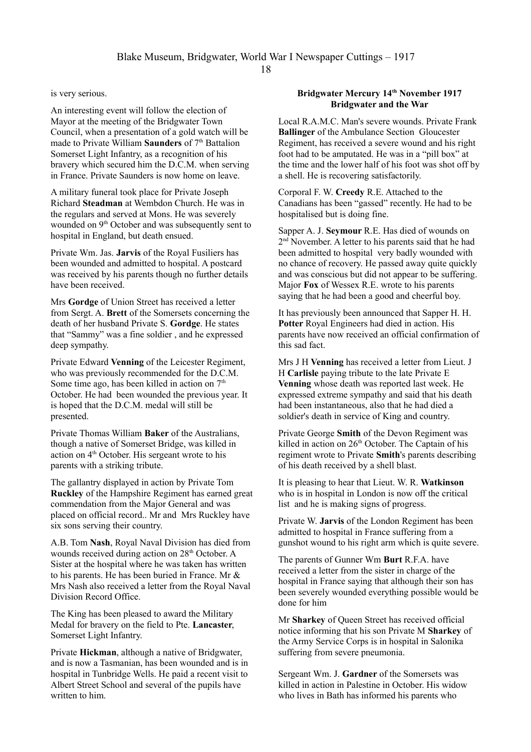is very serious.

An interesting event will follow the election of Mayor at the meeting of the Bridgwater Town Council, when a presentation of a gold watch will be made to Private William **Saunders** of 7th Battalion Somerset Light Infantry, as a recognition of his bravery which secured him the D.C.M. when serving in France. Private Saunders is now home on leave.

A military funeral took place for Private Joseph Richard **Steadman** at Wembdon Church. He was in the regulars and served at Mons. He was severely wounded on 9th October and was subsequently sent to hospital in England, but death ensued.

Private Wm. Jas. **Jarvis** of the Royal Fusiliers has been wounded and admitted to hospital. A postcard was received by his parents though no further details have been received.

Mrs **Gordge** of Union Street has received a letter from Sergt. A. **Brett** of the Somersets concerning the death of her husband Private S. **Gordge**. He states that "Sammy" was a fine soldier , and he expressed deep sympathy.

Private Edward **Venning** of the Leicester Regiment, who was previously recommended for the D.C.M. Some time ago, has been killed in action on 7th October. He had been wounded the previous year. It is hoped that the D.C.M. medal will still be presented.

Private Thomas William **Baker** of the Australians, though a native of Somerset Bridge, was killed in action on 4th October. His sergeant wrote to his parents with a striking tribute.

The gallantry displayed in action by Private Tom **Ruckley** of the Hampshire Regiment has earned great commendation from the Major General and was placed on official record.. Mr and Mrs Ruckley have six sons serving their country.

A.B. Tom **Nash**, Royal Naval Division has died from wounds received during action on 28th October. A Sister at the hospital where he was taken has written to his parents. He has been buried in France. Mr & Mrs Nash also received a letter from the Royal Naval Division Record Office.

The King has been pleased to award the Military Medal for bravery on the field to Pte. **Lancaster**, Somerset Light Infantry.

Private **Hickman**, although a native of Bridgwater, and is now a Tasmanian, has been wounded and is in hospital in Tunbridge Wells. He paid a recent visit to Albert Street School and several of the pupils have written to him.

**Bridgwater Mercury 14th November 1917**
**Bridgwater and the War**

Local R.A.M.C. Man's severe wounds. Private Frank **Ballinger** of the Ambulance Section Gloucester Regiment, has received a severe wound and his right foot had to be amputated. He was in a "pill box" at the time and the lower half of his foot was shot off by a shell. He is recovering satisfactorily.

Corporal F. W. **Creedy** R.E. Attached to the Canadians has been "gassed" recently. He had to be hospitalised but is doing fine.

Sapper A. J. **Seymour** R.E. Has died of wounds on 2nd November. A letter to his parents said that he had been admitted to hospital very badly wounded with no chance of recovery. He passed away quite quickly and was conscious but did not appear to be suffering. Major **Fox** of Wessex R.E. wrote to his parents saying that he had been a good and cheerful boy.

It has previously been announced that Sapper H. H. **Potter** Royal Engineers had died in action. His parents have now received an official confirmation of this sad fact.

Mrs J H **Venning** has received a letter from Lieut. J H **Carlisle** paying tribute to the late Private E **Venning** whose death was reported last week. He expressed extreme sympathy and said that his death had been instantaneous, also that he had died a soldier's death in service of King and country.

Private George **Smith** of the Devon Regiment was killed in action on 26th October. The Captain of his regiment wrote to Private **Smith**'s parents describing of his death received by a shell blast.

It is pleasing to hear that Lieut. W. R. **Watkinson** who is in hospital in London is now off the critical list and he is making signs of progress.

Private W. **Jarvis** of the London Regiment has been admitted to hospital in France suffering from a gunshot wound to his right arm which is quite severe.

The parents of Gunner Wm **Burt** R.F.A. have received a letter from the sister in charge of the hospital in France saying that although their son has been severely wounded everything possible would be done for him

Mr **Sharkey** of Queen Street has received official notice informing that his son Private M **Sharkey** of the Army Service Corps is in hospital in Salonika suffering from severe pneumonia.

Sergeant Wm. J. **Gardner** of the Somersets was killed in action in Palestine in October. His widow who lives in Bath has informed his parents who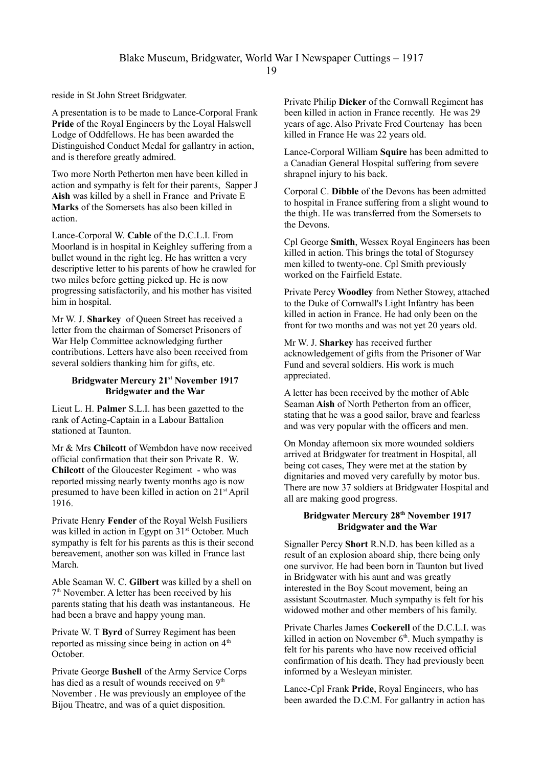reside in St John Street Bridgwater.

A presentation is to be made to Lance-Corporal Frank **Pride** of the Royal Engineers by the Loyal Halswell Lodge of Oddfellows. He has been awarded the Distinguished Conduct Medal for gallantry in action, and is therefore greatly admired.

Two more North Petherton men have been killed in action and sympathy is felt for their parents, Sapper J **Aish** was killed by a shell in France and Private E **Marks** of the Somersets has also been killed in action.

Lance-Corporal W. **Cable** of the D.C.L.I. From Moorland is in hospital in Keighley suffering from a bullet wound in the right leg. He has written a very descriptive letter to his parents of how he crawled for two miles before getting picked up. He is now progressing satisfactorily, and his mother has visited him in hospital.

Mr W. J. **Sharkey** of Queen Street has received a letter from the chairman of Somerset Prisoners of War Help Committee acknowledging further contributions. Letters have also been received from several soldiers thanking him for gifts, etc.

**Bridgwater Mercury 21st November 1917**
**Bridgwater and the War**

Lieut L. H. **Palmer** S.L.I. has been gazetted to the rank of Acting-Captain in a Labour Battalion stationed at Taunton.

Mr & Mrs **Chilcott** of Wembdon have now received official confirmation that their son Private R. W. **Chilcott** of the Gloucester Regiment - who was reported missing nearly twenty months ago is now presumed to have been killed in action on 21st April 1916.

Private Henry **Fender** of the Royal Welsh Fusiliers was killed in action in Egypt on 31st October. Much sympathy is felt for his parents as this is their second bereavement, another son was killed in France last March.

Able Seaman W. C. **Gilbert** was killed by a shell on 7th November. A letter has been received by his parents stating that his death was instantaneous. He had been a brave and happy young man.

Private W. T **Byrd** of Surrey Regiment has been reported as missing since being in action on 4th October.

Private George **Bushell** of the Army Service Corps has died as a result of wounds received on 9th November . He was previously an employee of the Bijou Theatre, and was of a quiet disposition.

Private Philip **Dicker** of the Cornwall Regiment has been killed in action in France recently. He was 29 years of age. Also Private Fred Courtenay has been killed in France He was 22 years old.

Lance-Corporal William **Squire** has been admitted to a Canadian General Hospital suffering from severe shrapnel injury to his back.

Corporal C. **Dibble** of the Devons has been admitted to hospital in France suffering from a slight wound to the thigh. He was transferred from the Somersets to the Devons.

Cpl George **Smith**, Wessex Royal Engineers has been killed in action. This brings the total of Stogursey men killed to twenty-one. Cpl Smith previously worked on the Fairfield Estate.

Private Percy **Woodley** from Nether Stowey, attached to the Duke of Cornwall's Light Infantry has been killed in action in France. He had only been on the front for two months and was not yet 20 years old.

Mr W. J. **Sharkey** has received further acknowledgement of gifts from the Prisoner of War Fund and several soldiers. His work is much appreciated.

A letter has been received by the mother of Able Seaman **Aish** of North Petherton from an officer, stating that he was a good sailor, brave and fearless and was very popular with the officers and men.

On Monday afternoon six more wounded soldiers arrived at Bridgwater for treatment in Hospital, all being cot cases, They were met at the station by dignitaries and moved very carefully by motor bus. There are now 37 soldiers at Bridgwater Hospital and all are making good progress.

**Bridgwater Mercury 28th November 1917**
**Bridgwater and the War**

Signaller Percy **Short** R.N.D. has been killed as a result of an explosion aboard ship, there being only one survivor. He had been born in Taunton but lived in Bridgwater with his aunt and was greatly interested in the Boy Scout movement, being an assistant Scoutmaster. Much sympathy is felt for his widowed mother and other members of his family.

Private Charles James **Cockerell** of the D.C.L.I. was killed in action on November 6th. Much sympathy is felt for his parents who have now received official confirmation of his death. They had previously been informed by a Wesleyan minister.

Lance-Cpl Frank **Pride**, Royal Engineers, who has been awarded the D.C.M. For gallantry in action has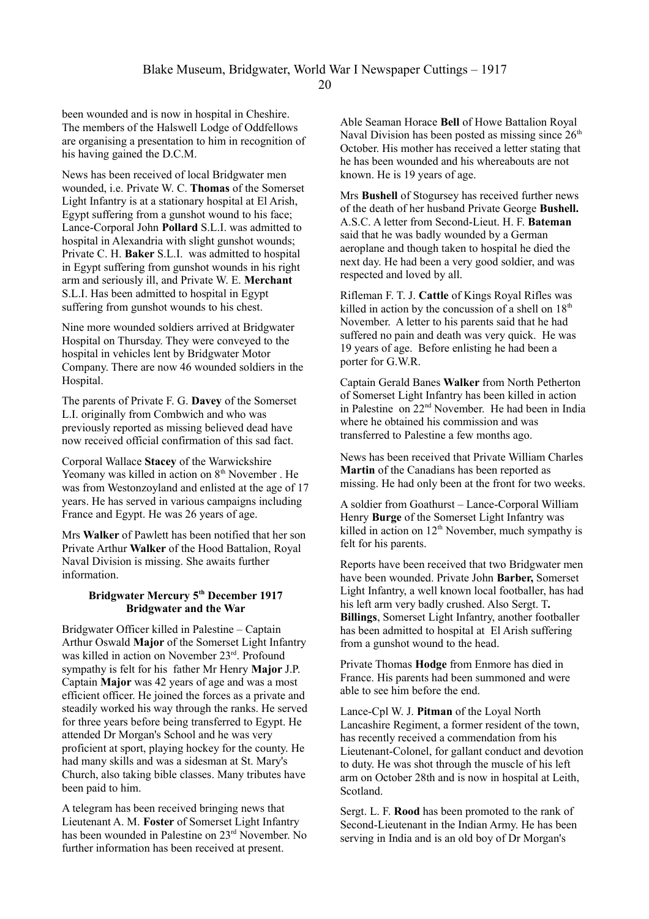been wounded and is now in hospital in Cheshire. The members of the Halswell Lodge of Oddfellows are organising a presentation to him in recognition of his having gained the D.C.M.

News has been received of local Bridgwater men wounded, i.e. Private W. C. **Thomas** of the Somerset Light Infantry is at a stationary hospital at El Arish, Egypt suffering from a gunshot wound to his face; Lance-Corporal John **Pollard** S.L.I. was admitted to hospital in Alexandria with slight gunshot wounds; Private C. H. **Baker** S.L.I. was admitted to hospital in Egypt suffering from gunshot wounds in his right arm and seriously ill, and Private W. E. **Merchant** S.L.I. Has been admitted to hospital in Egypt suffering from gunshot wounds to his chest.

Nine more wounded soldiers arrived at Bridgwater Hospital on Thursday. They were conveyed to the hospital in vehicles lent by Bridgwater Motor Company. There are now 46 wounded soldiers in the Hospital.

The parents of Private F. G. **Davey** of the Somerset L.I. originally from Combwich and who was previously reported as missing believed dead have now received official confirmation of this sad fact.

Corporal Wallace **Stacey** of the Warwickshire Yeomany was killed in action on 8th November . He was from Westonzoyland and enlisted at the age of 17 years. He has served in various campaigns including France and Egypt. He was 26 years of age.

Mrs **Walker** of Pawlett has been notified that her son Private Arthur **Walker** of the Hood Battalion, Royal Naval Division is missing. She awaits further information.

**Bridgwater Mercury 5th December 1917**
**Bridgwater and the War**

Bridgwater Officer killed in Palestine – Captain Arthur Oswald **Major** of the Somerset Light Infantry was killed in action on November 23rd. Profound sympathy is felt for his father Mr Henry **Major** J.P. Captain **Major** was 42 years of age and was a most efficient officer. He joined the forces as a private and steadily worked his way through the ranks. He served for three years before being transferred to Egypt. He attended Dr Morgan's School and he was very proficient at sport, playing hockey for the county. He had many skills and was a sidesman at St. Mary's Church, also taking bible classes. Many tributes have been paid to him.

A telegram has been received bringing news that Lieutenant A. M. **Foster** of Somerset Light Infantry has been wounded in Palestine on 23rd November. No further information has been received at present.

Able Seaman Horace **Bell** of Howe Battalion Royal Naval Division has been posted as missing since 26th October. His mother has received a letter stating that he has been wounded and his whereabouts are not known. He is 19 years of age.

Mrs **Bushell** of Stogursey has received further news of the death of her husband Private George **Bushell.** A.S.C. A letter from Second-Lieut. H. F. **Bateman** said that he was badly wounded by a German aeroplane and though taken to hospital he died the next day. He had been a very good soldier, and was respected and loved by all.

Rifleman F. T. J. **Cattle** of Kings Royal Rifles was killed in action by the concussion of a shell on 18th November. A letter to his parents said that he had suffered no pain and death was very quick. He was 19 years of age. Before enlisting he had been a porter for G.W.R.

Captain Gerald Banes **Walker** from North Petherton of Somerset Light Infantry has been killed in action in Palestine on 22nd November. He had been in India where he obtained his commission and was transferred to Palestine a few months ago.

News has been received that Private William Charles **Martin** of the Canadians has been reported as missing. He had only been at the front for two weeks.

A soldier from Goathurst – Lance-Corporal William Henry **Burge** of the Somerset Light Infantry was killed in action on 12th November, much sympathy is felt for his parents.

Reports have been received that two Bridgwater men have been wounded. Private John **Barber,** Somerset Light Infantry, a well known local footballer, has had his left arm very badly crushed. Also Sergt. T**. Billings**, Somerset Light Infantry, another footballer has been admitted to hospital at El Arish suffering from a gunshot wound to the head.

Private Thomas **Hodge** from Enmore has died in France. His parents had been summoned and were able to see him before the end.

Lance-Cpl W. J. **Pitman** of the Loyal North Lancashire Regiment, a former resident of the town, has recently received a commendation from his Lieutenant-Colonel, for gallant conduct and devotion to duty. He was shot through the muscle of his left arm on October 28th and is now in hospital at Leith, Scotland.

Sergt. L. F. **Rood** has been promoted to the rank of Second-Lieutenant in the Indian Army. He has been serving in India and is an old boy of Dr Morgan's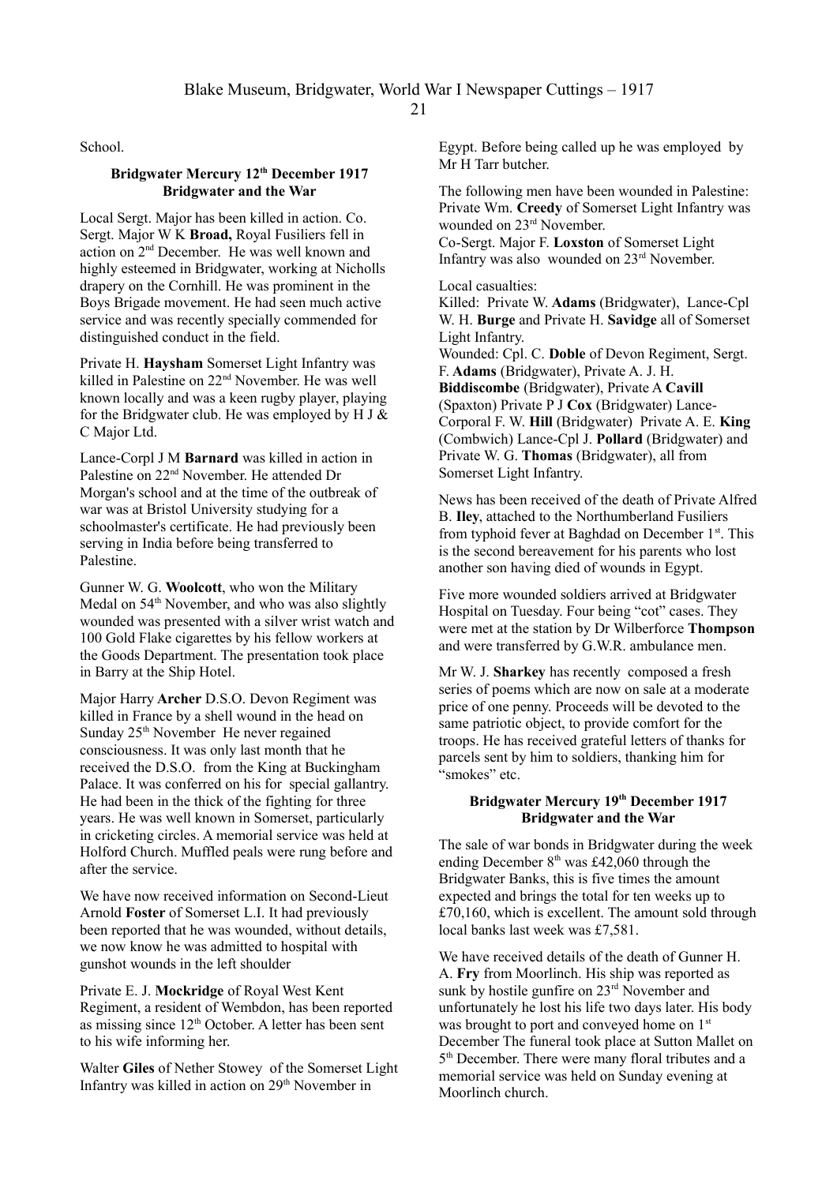School.

**Bridgwater Mercury 12th December 1917**
**Bridgwater and the War**

Local Sergt. Major has been killed in action. Co. Sergt. Major W K **Broad,** Royal Fusiliers fell in action on 2nd December. He was well known and highly esteemed in Bridgwater, working at Nicholls drapery on the Cornhill. He was prominent in the Boys Brigade movement. He had seen much active service and was recently specially commended for distinguished conduct in the field.

Private H. **Haysham** Somerset Light Infantry was killed in Palestine on 22nd November. He was well known locally and was a keen rugby player, playing for the Bridgwater club. He was employed by H J & C Major Ltd.

Lance-Corpl J M **Barnard** was killed in action in Palestine on 22nd November. He attended Dr Morgan's school and at the time of the outbreak of war was at Bristol University studying for a schoolmaster's certificate. He had previously been serving in India before being transferred to Palestine.

Gunner W. G. **Woolcott**, who won the Military Medal on 54th November, and who was also slightly wounded was presented with a silver wrist watch and 100 Gold Flake cigarettes by his fellow workers at the Goods Department. The presentation took place in Barry at the Ship Hotel.

Major Harry **Archer** D.S.O. Devon Regiment was killed in France by a shell wound in the head on Sunday 25th November He never regained consciousness. It was only last month that he received the D.S.O. from the King at Buckingham Palace. It was conferred on his for special gallantry. He had been in the thick of the fighting for three years. He was well known in Somerset, particularly in cricketing circles. A memorial service was held at Holford Church. Muffled peals were rung before and after the service.

We have now received information on Second-Lieut Arnold **Foster** of Somerset L.I. It had previously been reported that he was wounded, without details, we now know he was admitted to hospital with gunshot wounds in the left shoulder

Private E. J. **Mockridge** of Royal West Kent Regiment, a resident of Wembdon, has been reported as missing since 12th October. A letter has been sent to his wife informing her.

Walter **Giles** of Nether Stowey of the Somerset Light Infantry was killed in action on 29th November in Egypt. Before being called up he was employed by Mr H Tarr butcher.

The following men have been wounded in Palestine: Private Wm. **Creedy** of Somerset Light Infantry was wounded on 23rd November.
Co-Sergt. Major F. **Loxston** of Somerset Light Infantry was also wounded on 23rd November.

Local casualties:
Killed: Private W. **Adams** (Bridgwater), Lance-Cpl W. H. **Burge** and Private H. **Savidge** all of Somerset Light Infantry.
Wounded: Cpl. C. **Doble** of Devon Regiment, Sergt. F. **Adams** (Bridgwater), Private A. J. H. **Biddiscombe** (Bridgwater), Private A **Cavill** (Spaxton) Private P J **Cox** (Bridgwater) Lance-Corporal F. W. **Hill** (Bridgwater) Private A. E. **King** (Combwich) Lance-Cpl J. **Pollard** (Bridgwater) and Private W. G. **Thomas** (Bridgwater), all from Somerset Light Infantry.

News has been received of the death of Private Alfred B. **Iley**, attached to the Northumberland Fusiliers from typhoid fever at Baghdad on December 1st. This is the second bereavement for his parents who lost another son having died of wounds in Egypt.

Five more wounded soldiers arrived at Bridgwater Hospital on Tuesday. Four being "cot" cases. They were met at the station by Dr Wilberforce **Thompson** and were transferred by G.W.R. ambulance men.

Mr W. J. **Sharkey** has recently composed a fresh series of poems which are now on sale at a moderate price of one penny. Proceeds will be devoted to the same patriotic object, to provide comfort for the troops. He has received grateful letters of thanks for parcels sent by him to soldiers, thanking him for "smokes" etc.

**Bridgwater Mercury 19th December 1917**
**Bridgwater and the War**

The sale of war bonds in Bridgwater during the week ending December 8th was £42,060 through the Bridgwater Banks, this is five times the amount expected and brings the total for ten weeks up to £70,160, which is excellent. The amount sold through local banks last week was £7,581.

We have received details of the death of Gunner H. A. **Fry** from Moorlinch. His ship was reported as sunk by hostile gunfire on 23rd November and unfortunately he lost his life two days later. His body was brought to port and conveyed home on 1st December The funeral took place at Sutton Mallet on 5th December. There were many floral tributes and a memorial service was held on Sunday evening at Moorlinch church.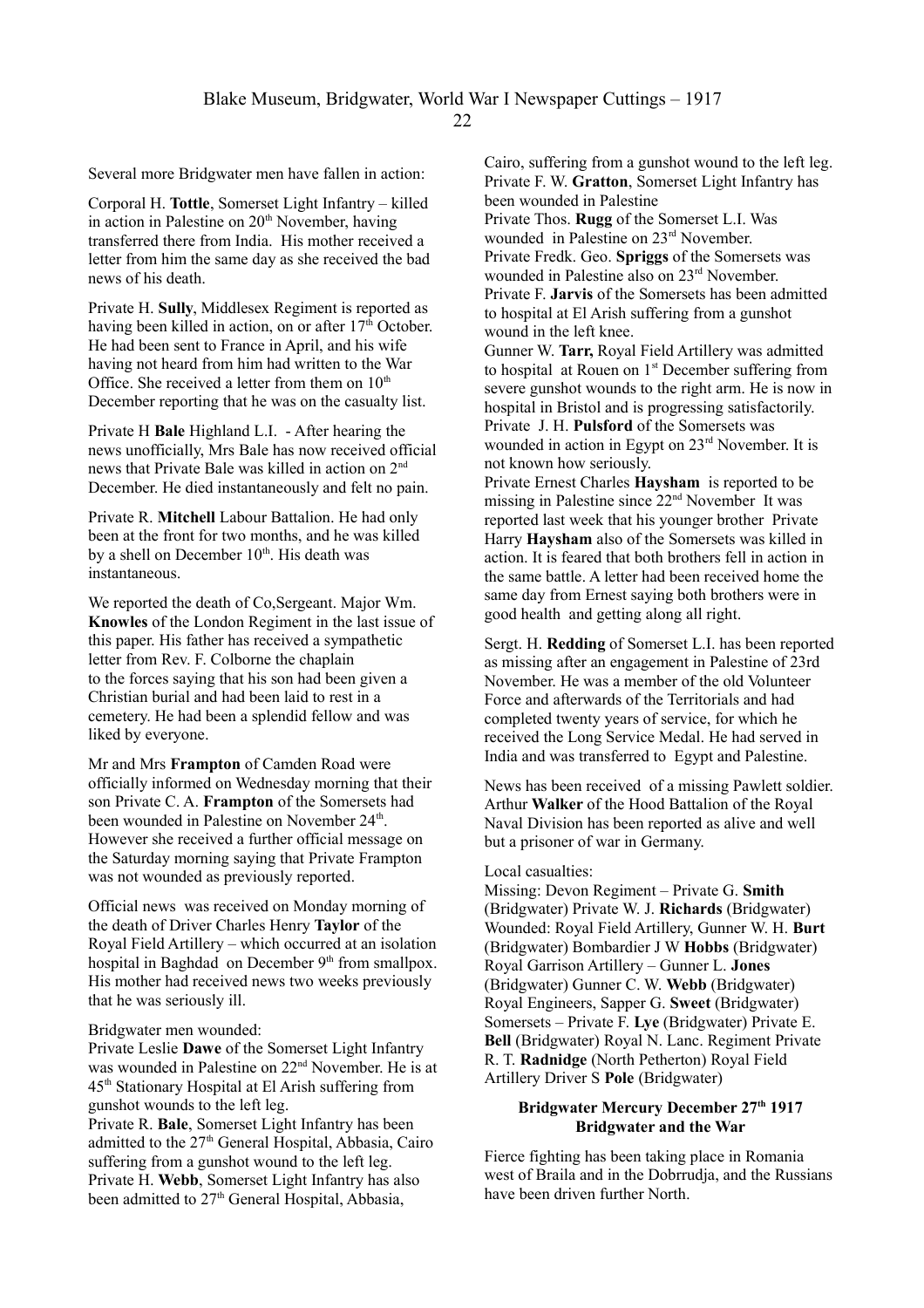Several more Bridgwater men have fallen in action:

Corporal H. **Tottle**, Somerset Light Infantry – killed in action in Palestine on 20th November, having transferred there from India. His mother received a letter from him the same day as she received the bad news of his death.

Private H. **Sully**, Middlesex Regiment is reported as having been killed in action, on or after 17th October. He had been sent to France in April, and his wife having not heard from him had written to the War Office. She received a letter from them on 10th December reporting that he was on the casualty list.

Private H **Bale** Highland L.I. - After hearing the news unofficially, Mrs Bale has now received official news that Private Bale was killed in action on 2nd December. He died instantaneously and felt no pain.

Private R. **Mitchell** Labour Battalion. He had only been at the front for two months, and he was killed by a shell on December 10th. His death was instantaneous.

We reported the death of Co,Sergeant. Major Wm. **Knowles** of the London Regiment in the last issue of this paper. His father has received a sympathetic letter from Rev. F. Colborne the chaplain to the forces saying that his son had been given a Christian burial and had been laid to rest in a cemetery. He had been a splendid fellow and was liked by everyone.

Mr and Mrs **Frampton** of Camden Road were officially informed on Wednesday morning that their son Private C. A. **Frampton** of the Somersets had been wounded in Palestine on November 24th. However she received a further official message on the Saturday morning saying that Private Frampton was not wounded as previously reported.

Official news was received on Monday morning of the death of Driver Charles Henry **Taylor** of the Royal Field Artillery – which occurred at an isolation hospital in Baghdad on December 9th from smallpox. His mother had received news two weeks previously that he was seriously ill.

Bridgwater men wounded:
Private Leslie **Dawe** of the Somerset Light Infantry was wounded in Palestine on 22nd November. He is at 45th Stationary Hospital at El Arish suffering from gunshot wounds to the left leg.
Private R. **Bale**, Somerset Light Infantry has been admitted to the 27th General Hospital, Abbasia, Cairo suffering from a gunshot wound to the left leg.
Private H. **Webb**, Somerset Light Infantry has also been admitted to 27th General Hospital, Abbasia, Cairo, suffering from a gunshot wound to the left leg.
Private F. W. **Gratton**, Somerset Light Infantry has been wounded in Palestine
Private Thos. **Rugg** of the Somerset L.I. Was wounded in Palestine on 23rd November.
Private Fredk. Geo. **Spriggs** of the Somersets was wounded in Palestine also on 23rd November.
Private F. **Jarvis** of the Somersets has been admitted to hospital at El Arish suffering from a gunshot wound in the left knee.
Gunner W. **Tarr,** Royal Field Artillery was admitted to hospital at Rouen on 1st December suffering from severe gunshot wounds to the right arm. He is now in hospital in Bristol and is progressing satisfactorily.
Private J. H. **Pulsford** of the Somersets was wounded in action in Egypt on 23rd November. It is not known how seriously.
Private Ernest Charles **Haysham** is reported to be missing in Palestine since 22nd November It was reported last week that his younger brother Private Harry **Haysham** also of the Somersets was killed in action. It is feared that both brothers fell in action in the same battle. A letter had been received home the same day from Ernest saying both brothers were in good health and getting along all right.

Sergt. H. **Redding** of Somerset L.I. has been reported as missing after an engagement in Palestine of 23rd November. He was a member of the old Volunteer Force and afterwards of the Territorials and had completed twenty years of service, for which he received the Long Service Medal. He had served in India and was transferred to Egypt and Palestine.

News has been received of a missing Pawlett soldier. Arthur **Walker** of the Hood Battalion of the Royal Naval Division has been reported as alive and well but a prisoner of war in Germany.

Local casualties:
Missing: Devon Regiment – Private G. **Smith** (Bridgwater) Private W. J. **Richards** (Bridgwater)
Wounded: Royal Field Artillery, Gunner W. H. **Burt** (Bridgwater) Bombardier J W **Hobbs** (Bridgwater) Royal Garrison Artillery – Gunner L. **Jones** (Bridgwater) Gunner C. W. **Webb** (Bridgwater) Royal Engineers, Sapper G. **Sweet** (Bridgwater) Somersets – Private F. **Lye** (Bridgwater) Private E. **Bell** (Bridgwater) Royal N. Lanc. Regiment Private R. T. **Radnidge** (North Petherton) Royal Field Artillery Driver S **Pole** (Bridgwater)

### Bridgwater Mercury December 27th 1917
### Bridgwater and the War

Fierce fighting has been taking place in Romania west of Braila and in the Dobrrudja, and the Russians have been driven further North.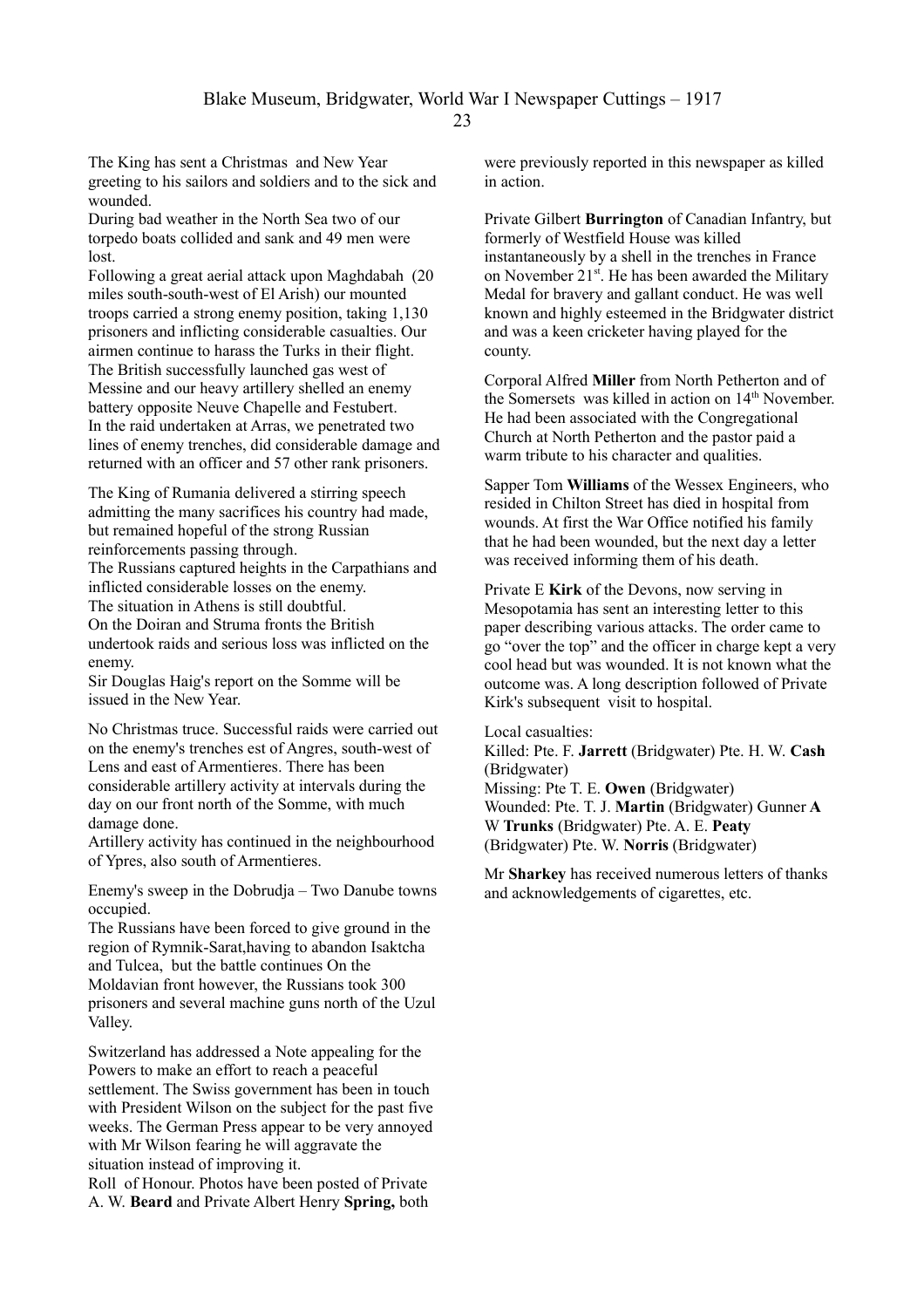The King has sent a Christmas and New Year greeting to his sailors and soldiers and to the sick and wounded.
During bad weather in the North Sea two of our torpedo boats collided and sank and 49 men were lost.
Following a great aerial attack upon Maghdabah (20 miles south-south-west of El Arish) our mounted troops carried a strong enemy position, taking 1,130 prisoners and inflicting considerable casualties. Our airmen continue to harass the Turks in their flight.
The British successfully launched gas west of Messine and our heavy artillery shelled an enemy battery opposite Neuve Chapelle and Festubert.
In the raid undertaken at Arras, we penetrated two lines of enemy trenches, did considerable damage and returned with an officer and 57 other rank prisoners.

The King of Rumania delivered a stirring speech admitting the many sacrifices his country had made, but remained hopeful of the strong Russian reinforcements passing through.
The Russians captured heights in the Carpathians and inflicted considerable losses on the enemy.
The situation in Athens is still doubtful.
On the Doiran and Struma fronts the British undertook raids and serious loss was inflicted on the enemy.
Sir Douglas Haig's report on the Somme will be issued in the New Year.

No Christmas truce. Successful raids were carried out on the enemy's trenches est of Angres, south-west of Lens and east of Armentieres. There has been considerable artillery activity at intervals during the day on our front north of the Somme, with much damage done.
Artillery activity has continued in the neighbourhood of Ypres, also south of Armentieres.

Enemy's sweep in the Dobrudja – Two Danube towns occupied.
The Russians have been forced to give ground in the region of Rymnik-Sarat,having to abandon Isaktcha and Tulcea, but the battle continues On the Moldavian front however, the Russians took 300 prisoners and several machine guns north of the Uzul Valley.

Switzerland has addressed a Note appealing for the Powers to make an effort to reach a peaceful settlement. The Swiss government has been in touch with President Wilson on the subject for the past five weeks. The German Press appear to be very annoyed with Mr Wilson fearing he will aggravate the situation instead of improving it.
Roll of Honour. Photos have been posted of Private A. W. **Beard** and Private Albert Henry **Spring,** both were previously reported in this newspaper as killed in action.

Private Gilbert **Burrington** of Canadian Infantry, but formerly of Westfield House was killed instantaneously by a shell in the trenches in France on November 21st. He has been awarded the Military Medal for bravery and gallant conduct. He was well known and highly esteemed in the Bridgwater district and was a keen cricketer having played for the county.

Corporal Alfred **Miller** from North Petherton and of the Somersets was killed in action on 14th November. He had been associated with the Congregational Church at North Petherton and the pastor paid a warm tribute to his character and qualities.

Sapper Tom **Williams** of the Wessex Engineers, who resided in Chilton Street has died in hospital from wounds. At first the War Office notified his family that he had been wounded, but the next day a letter was received informing them of his death.

Private E **Kirk** of the Devons, now serving in Mesopotamia has sent an interesting letter to this paper describing various attacks. The order came to go "over the top" and the officer in charge kept a very cool head but was wounded. It is not known what the outcome was. A long description followed of Private Kirk's subsequent visit to hospital.

Local casualties:
Killed: Pte. F. **Jarrett** (Bridgwater) Pte. H. W. **Cash** (Bridgwater)
Missing: Pte T. E. **Owen** (Bridgwater)
Wounded: Pte. T. J. **Martin** (Bridgwater) Gunner **A** W **Trunks** (Bridgwater) Pte. A. E. **Peaty** (Bridgwater) Pte. W. **Norris** (Bridgwater)

Mr **Sharkey** has received numerous letters of thanks and acknowledgements of cigarettes, etc.